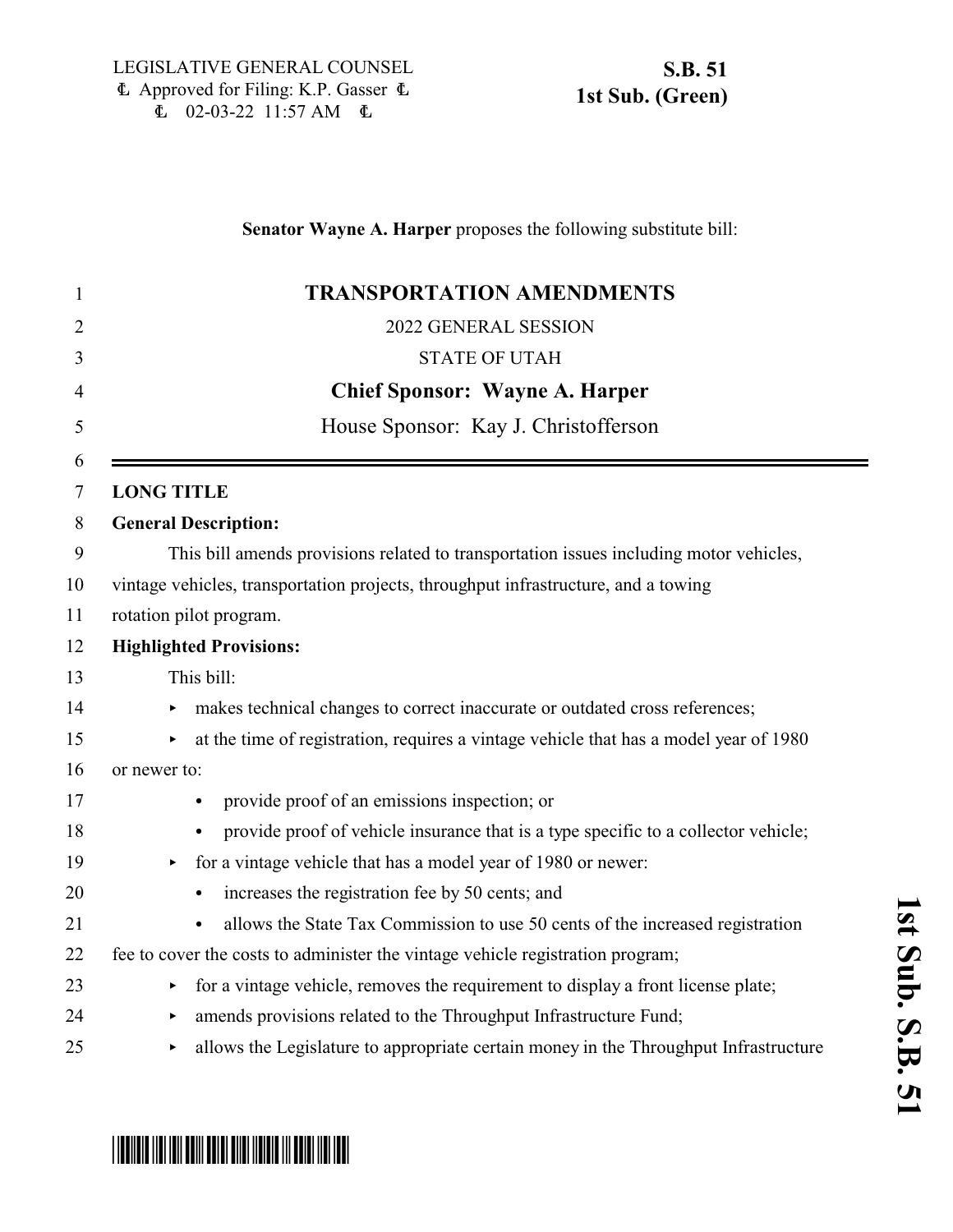LEGISLATIVE GENERAL COUNSEL
Approved for Filing: K.P. Gasser
02-03-22 11:57 AM

**S.B. 51**
**1st Sub. (Green)**

**Senator Wayne A. Harper** proposes the following substitute bill:

# TRANSPORTATION AMENDMENTS

2022 GENERAL SESSION

STATE OF UTAH

**Chief Sponsor: Wayne A. Harper**

House Sponsor: Kay J. Christofferson

---

**LONG TITLE**

**General Description:**

This bill amends provisions related to transportation issues including motor vehicles, vintage vehicles, transportation projects, throughput infrastructure, and a towing rotation pilot program.

**Highlighted Provisions:**

This bill:

- makes technical changes to correct inaccurate or outdated cross references;
- at the time of registration, requires a vintage vehicle that has a model year of 1980 or newer to:
  - provide proof of an emissions inspection; or
  - provide proof of vehicle insurance that is a type specific to a collector vehicle;
- for a vintage vehicle that has a model year of 1980 or newer:
  - increases the registration fee by 50 cents; and
  - allows the State Tax Commission to use 50 cents of the increased registration fee to cover the costs to administer the vintage vehicle registration program;
- for a vintage vehicle, removes the requirement to display a front license plate;
- amends provisions related to the Throughput Infrastructure Fund;
- allows the Legislature to appropriate certain money in the Throughput Infrastructure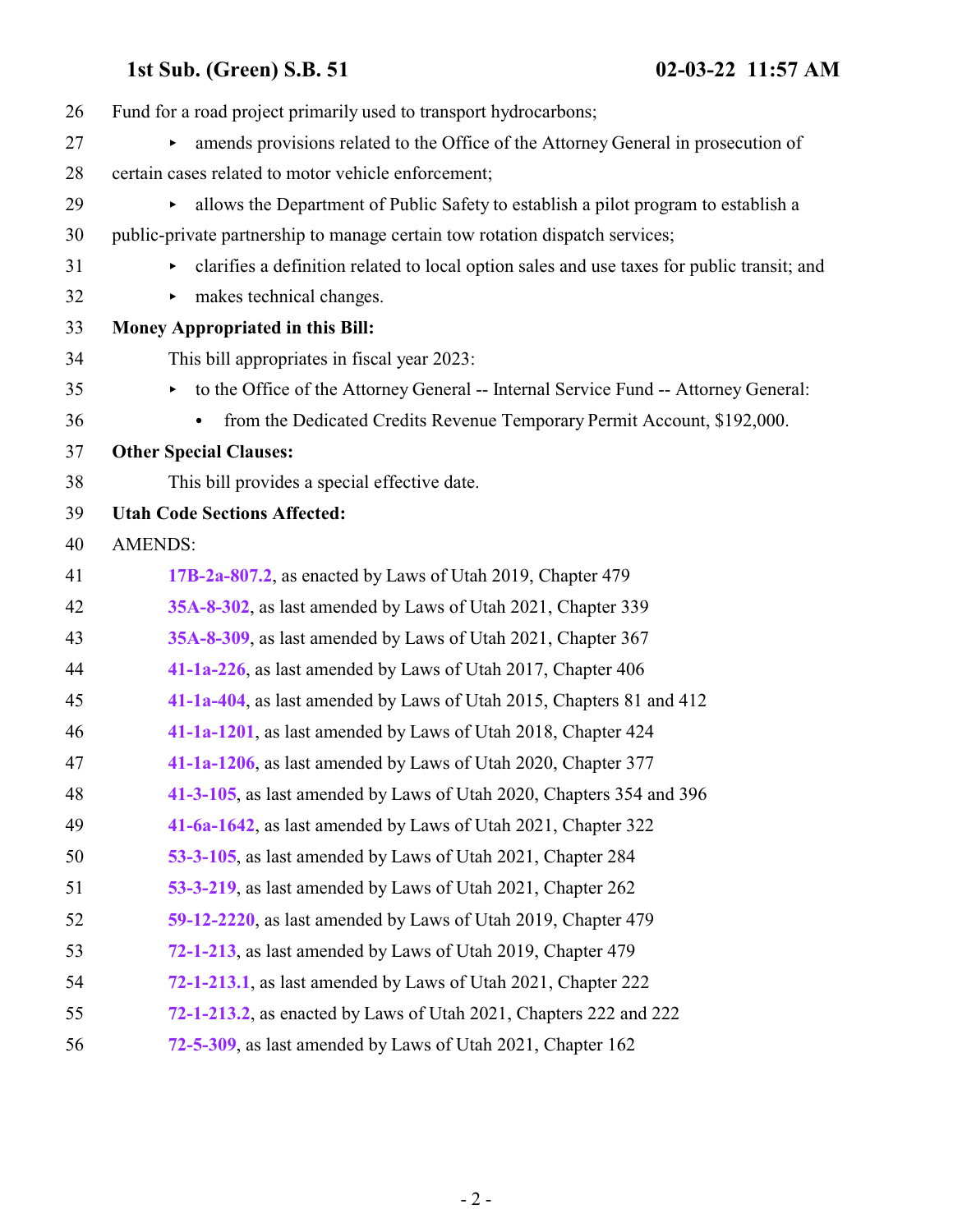Fund for a road project primarily used to transport hydrocarbons;

- amends provisions related to the Office of the Attorney General in prosecution of certain cases related to motor vehicle enforcement;
- allows the Department of Public Safety to establish a pilot program to establish a public-private partnership to manage certain tow rotation dispatch services;
- clarifies a definition related to local option sales and use taxes for public transit; and
- makes technical changes.

**Money Appropriated in this Bill:**

This bill appropriates in fiscal year 2023:

- to the Office of the Attorney General -- Internal Service Fund -- Attorney General:
  - from the Dedicated Credits Revenue Temporary Permit Account, $192,000.

**Other Special Clauses:**

This bill provides a special effective date.

**Utah Code Sections Affected:**

AMENDS:

**17B-2a-807.2**, as enacted by Laws of Utah 2019, Chapter 479
**35A-8-302**, as last amended by Laws of Utah 2021, Chapter 339
**35A-8-309**, as last amended by Laws of Utah 2021, Chapter 367
**41-1a-226**, as last amended by Laws of Utah 2017, Chapter 406
**41-1a-404**, as last amended by Laws of Utah 2015, Chapters 81 and 412
**41-1a-1201**, as last amended by Laws of Utah 2018, Chapter 424
**41-1a-1206**, as last amended by Laws of Utah 2020, Chapter 377
**41-3-105**, as last amended by Laws of Utah 2020, Chapters 354 and 396
**41-6a-1642**, as last amended by Laws of Utah 2021, Chapter 322
**53-3-105**, as last amended by Laws of Utah 2021, Chapter 284
**53-3-219**, as last amended by Laws of Utah 2021, Chapter 262
**59-12-2220**, as last amended by Laws of Utah 2019, Chapter 479
**72-1-213**, as last amended by Laws of Utah 2019, Chapter 479
**72-1-213.1**, as last amended by Laws of Utah 2021, Chapter 222
**72-1-213.2**, as enacted by Laws of Utah 2021, Chapters 222 and 222
**72-5-309**, as last amended by Laws of Utah 2021, Chapter 162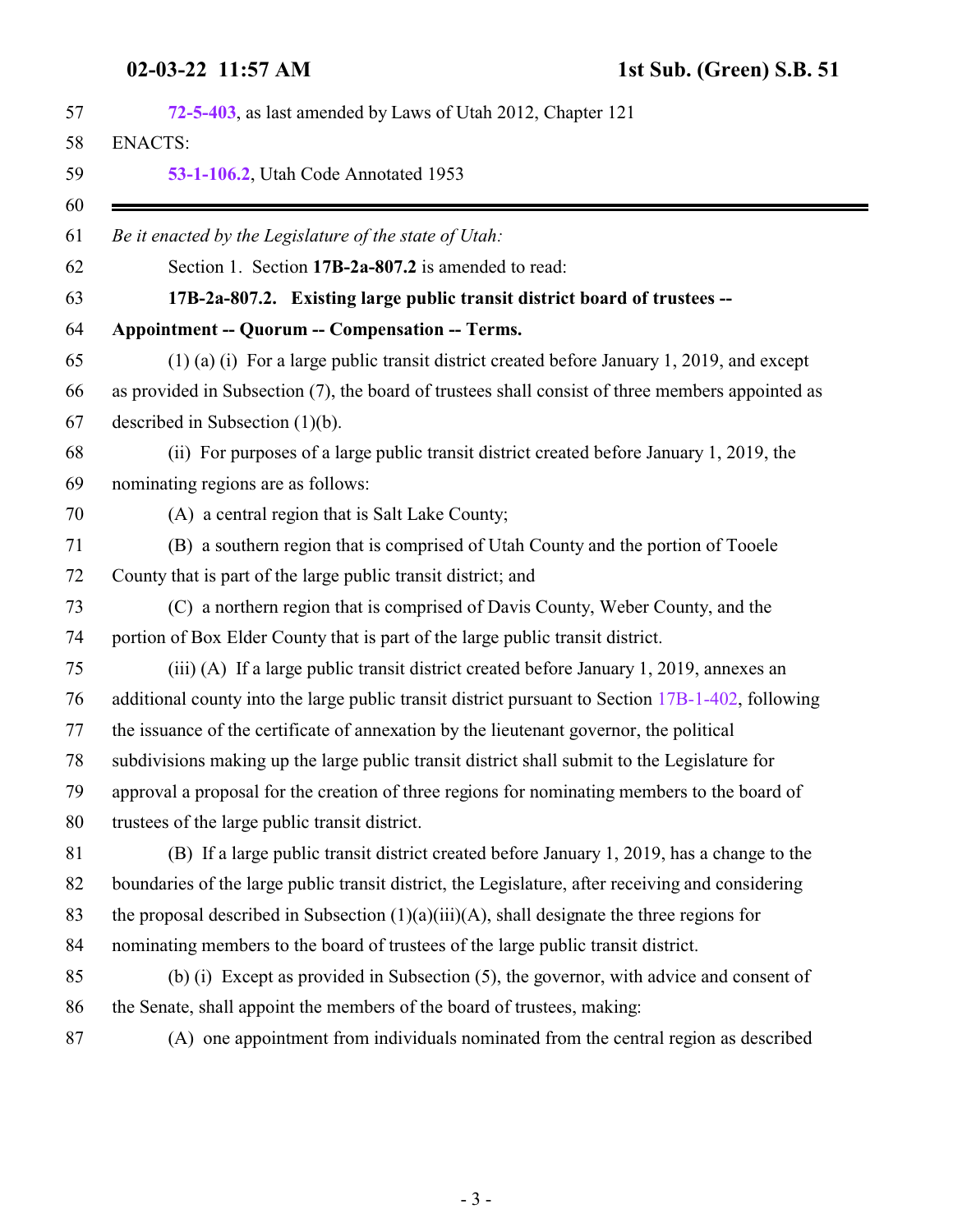72-5-403, as last amended by Laws of Utah 2012, Chapter 121

ENACTS:

53-1-106.2, Utah Code Annotated 1953

---

*Be it enacted by the Legislature of the state of Utah:*

Section 1. Section **17B-2a-807.2** is amended to read:

**17B-2a-807.2. Existing large public transit district board of trustees -- Appointment -- Quorum -- Compensation -- Terms.**

(1) (a) (i) For a large public transit district created before January 1, 2019, and except as provided in Subsection (7), the board of trustees shall consist of three members appointed as described in Subsection (1)(b).

(ii) For purposes of a large public transit district created before January 1, 2019, the nominating regions are as follows:

(A) a central region that is Salt Lake County;

(B) a southern region that is comprised of Utah County and the portion of Tooele County that is part of the large public transit district; and

(C) a northern region that is comprised of Davis County, Weber County, and the portion of Box Elder County that is part of the large public transit district.

(iii) (A) If a large public transit district created before January 1, 2019, annexes an additional county into the large public transit district pursuant to Section 17B-1-402, following the issuance of the certificate of annexation by the lieutenant governor, the political subdivisions making up the large public transit district shall submit to the Legislature for approval a proposal for the creation of three regions for nominating members to the board of trustees of the large public transit district.

(B) If a large public transit district created before January 1, 2019, has a change to the boundaries of the large public transit district, the Legislature, after receiving and considering the proposal described in Subsection (1)(a)(iii)(A), shall designate the three regions for nominating members to the board of trustees of the large public transit district.

(b) (i) Except as provided in Subsection (5), the governor, with advice and consent of the Senate, shall appoint the members of the board of trustees, making:

(A) one appointment from individuals nominated from the central region as described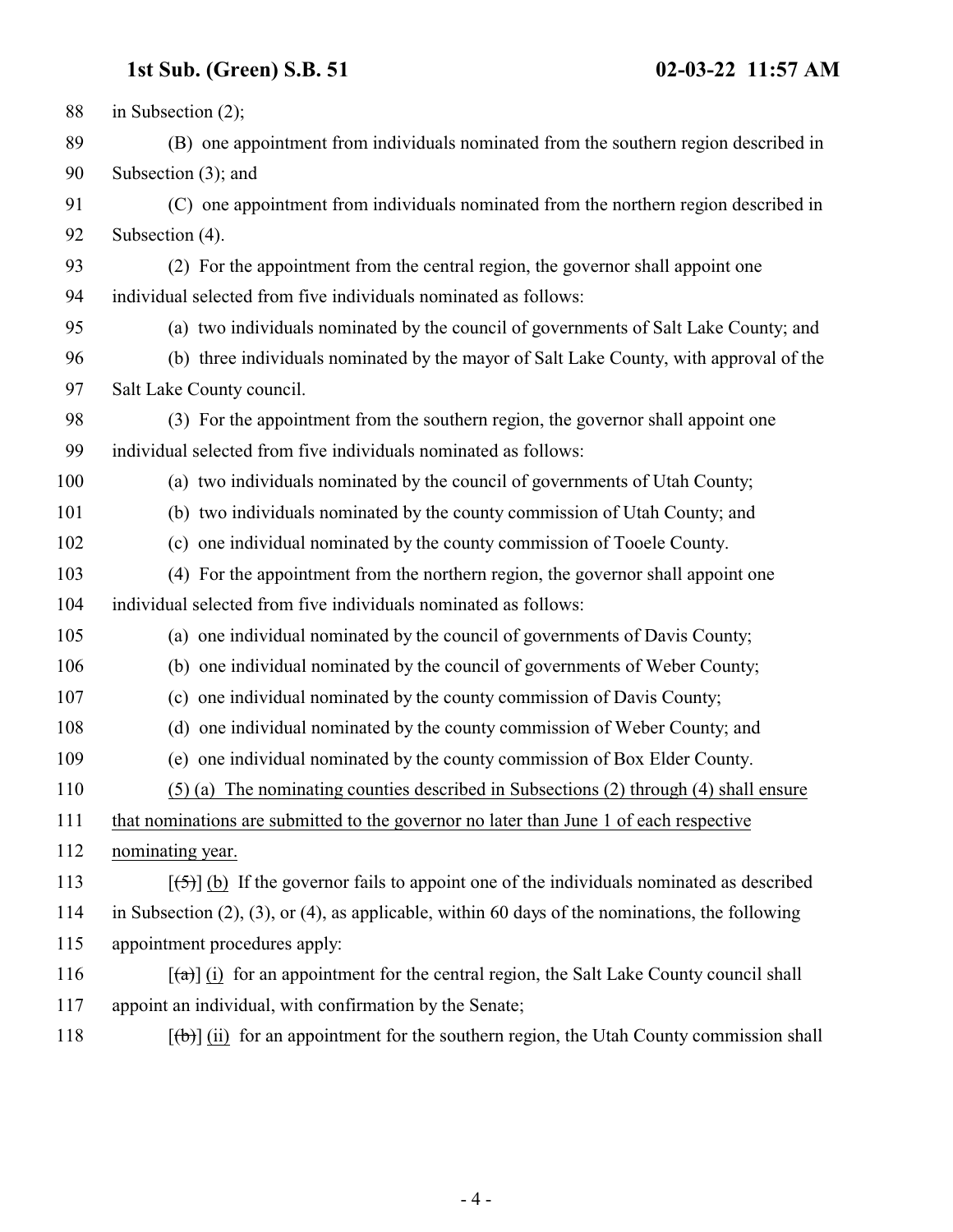in Subsection (2);

(B) one appointment from individuals nominated from the southern region described in Subsection (3); and

(C) one appointment from individuals nominated from the northern region described in Subsection (4).

(2) For the appointment from the central region, the governor shall appoint one individual selected from five individuals nominated as follows:

(a) two individuals nominated by the council of governments of Salt Lake County; and

(b) three individuals nominated by the mayor of Salt Lake County, with approval of the Salt Lake County council.

(3) For the appointment from the southern region, the governor shall appoint one individual selected from five individuals nominated as follows:

(a) two individuals nominated by the council of governments of Utah County;

(b) two individuals nominated by the county commission of Utah County; and

(c) one individual nominated by the county commission of Tooele County.

(4) For the appointment from the northern region, the governor shall appoint one individual selected from five individuals nominated as follows:

(a) one individual nominated by the council of governments of Davis County;

(b) one individual nominated by the council of governments of Weber County;

(c) one individual nominated by the county commission of Davis County;

(d) one individual nominated by the county commission of Weber County; and

(e) one individual nominated by the county commission of Box Elder County.

(5) (a) The nominating counties described in Subsections (2) through (4) shall ensure that nominations are submitted to the governor no later than June 1 of each respective nominating year.

[~~(5)~~] (b) If the governor fails to appoint one of the individuals nominated as described in Subsection (2), (3), or (4), as applicable, within 60 days of the nominations, the following appointment procedures apply:

[~~(a)~~] (i) for an appointment for the central region, the Salt Lake County council shall appoint an individual, with confirmation by the Senate;

[~~(b)~~] (ii) for an appointment for the southern region, the Utah County commission shall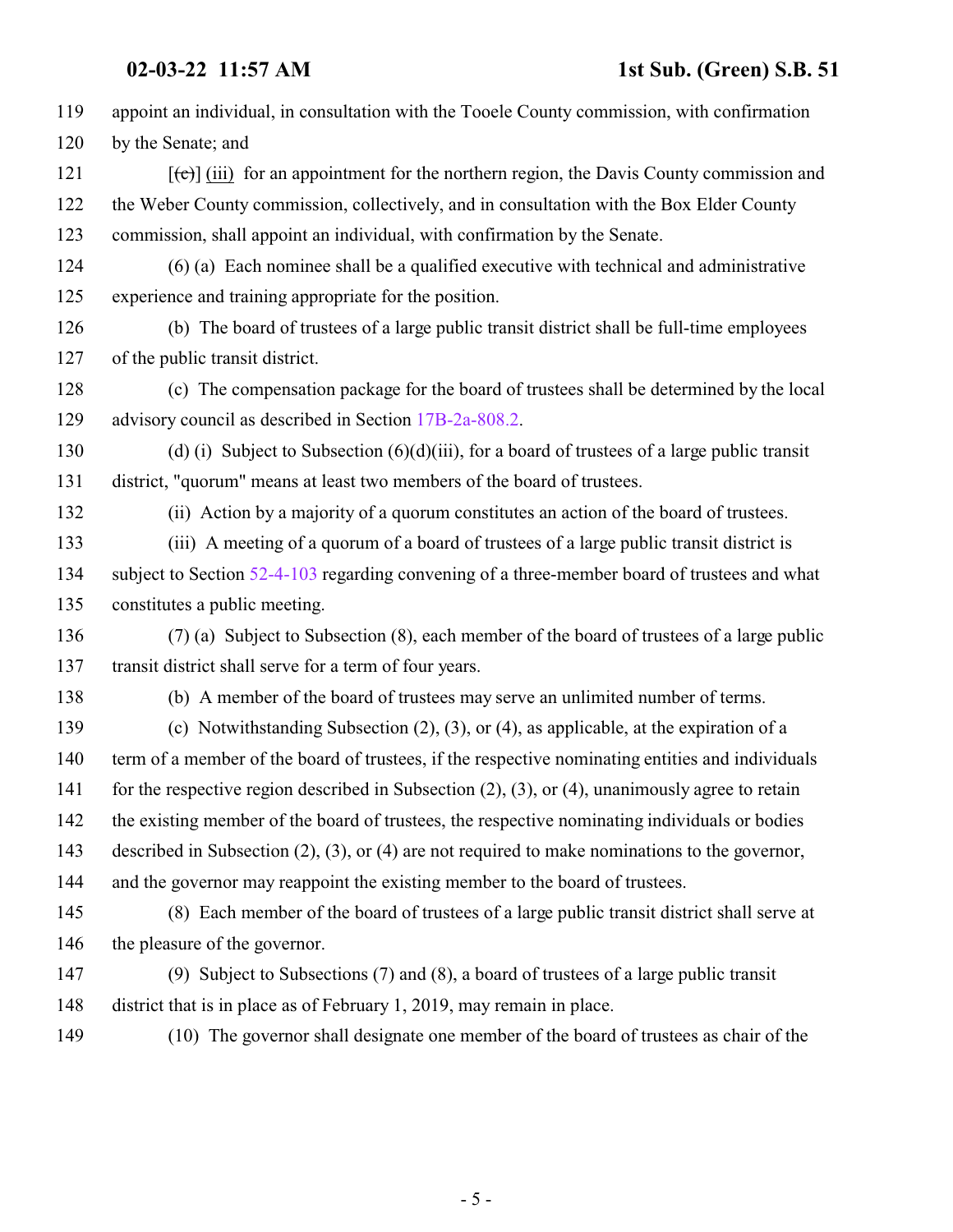119 appoint an individual, in consultation with the Tooele County commission, with confirmation
120 by the Senate; and

121 [(c)] (iii) for an appointment for the northern region, the Davis County commission and
122 the Weber County commission, collectively, and in consultation with the Box Elder County
123 commission, shall appoint an individual, with confirmation by the Senate.

124 (6) (a) Each nominee shall be a qualified executive with technical and administrative
125 experience and training appropriate for the position.

126 (b) The board of trustees of a large public transit district shall be full-time employees
127 of the public transit district.

128 (c) The compensation package for the board of trustees shall be determined by the local
129 advisory council as described in Section 17B-2a-808.2.

130 (d) (i) Subject to Subsection (6)(d)(iii), for a board of trustees of a large public transit
131 district, "quorum" means at least two members of the board of trustees.

132 (ii) Action by a majority of a quorum constitutes an action of the board of trustees.

133 (iii) A meeting of a quorum of a board of trustees of a large public transit district is
134 subject to Section 52-4-103 regarding convening of a three-member board of trustees and what
135 constitutes a public meeting.

136 (7) (a) Subject to Subsection (8), each member of the board of trustees of a large public
137 transit district shall serve for a term of four years.

138 (b) A member of the board of trustees may serve an unlimited number of terms.

139 (c) Notwithstanding Subsection (2), (3), or (4), as applicable, at the expiration of a
140 term of a member of the board of trustees, if the respective nominating entities and individuals
141 for the respective region described in Subsection (2), (3), or (4), unanimously agree to retain
142 the existing member of the board of trustees, the respective nominating individuals or bodies
143 described in Subsection (2), (3), or (4) are not required to make nominations to the governor,
144 and the governor may reappoint the existing member to the board of trustees.

145 (8) Each member of the board of trustees of a large public transit district shall serve at
146 the pleasure of the governor.

147 (9) Subject to Subsections (7) and (8), a board of trustees of a large public transit
148 district that is in place as of February 1, 2019, may remain in place.

149 (10) The governor shall designate one member of the board of trustees as chair of the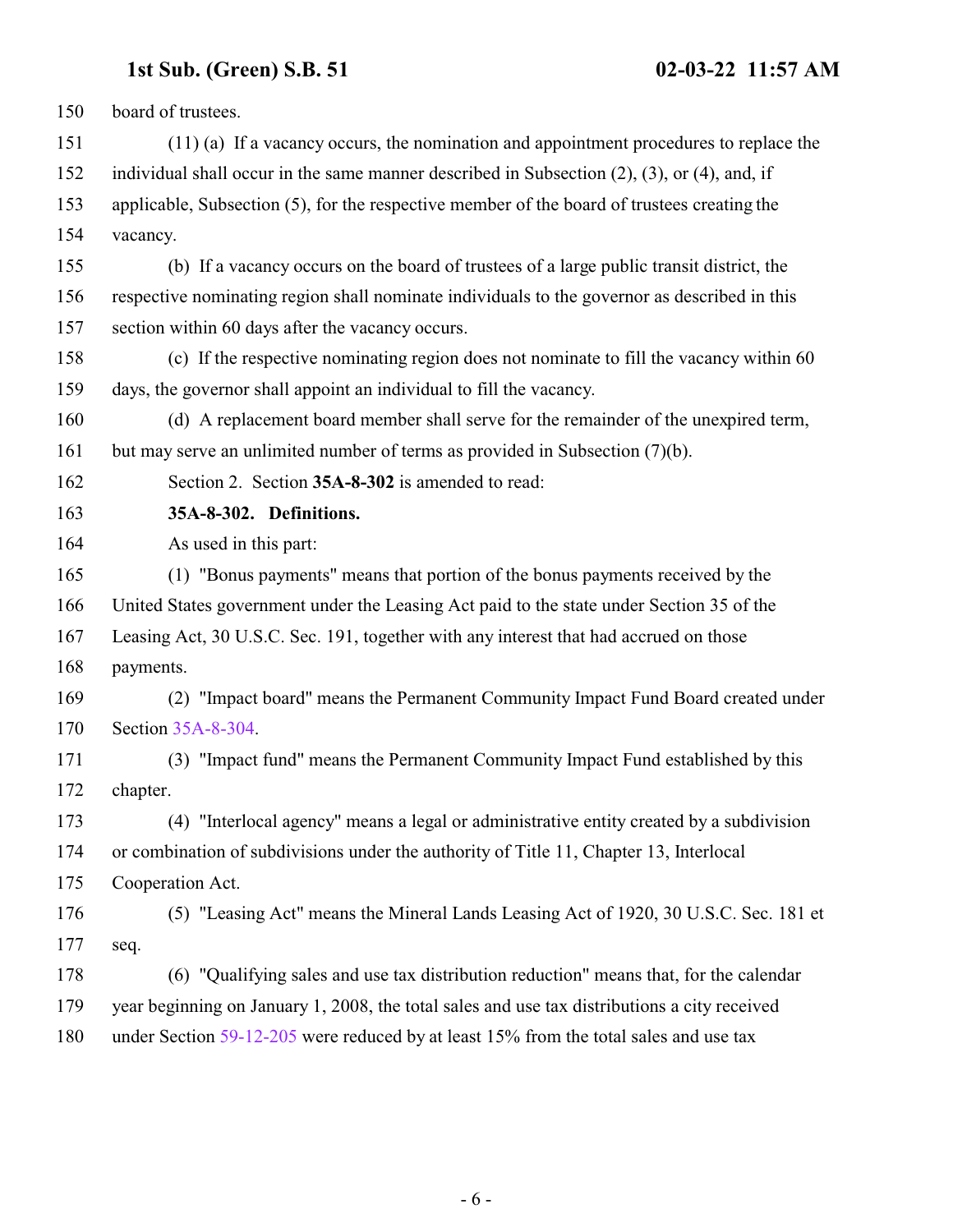board of trustees.

(11) (a) If a vacancy occurs, the nomination and appointment procedures to replace the individual shall occur in the same manner described in Subsection (2), (3), or (4), and, if applicable, Subsection (5), for the respective member of the board of trustees creating the vacancy.

(b) If a vacancy occurs on the board of trustees of a large public transit district, the respective nominating region shall nominate individuals to the governor as described in this section within 60 days after the vacancy occurs.

(c) If the respective nominating region does not nominate to fill the vacancy within 60 days, the governor shall appoint an individual to fill the vacancy.

(d) A replacement board member shall serve for the remainder of the unexpired term, but may serve an unlimited number of terms as provided in Subsection (7)(b).

Section 2. Section **35A-8-302** is amended to read:

**35A-8-302. Definitions.**

As used in this part:

(1) "Bonus payments" means that portion of the bonus payments received by the United States government under the Leasing Act paid to the state under Section 35 of the Leasing Act, 30 U.S.C. Sec. 191, together with any interest that had accrued on those payments.

(2) "Impact board" means the Permanent Community Impact Fund Board created under Section 35A-8-304.

(3) "Impact fund" means the Permanent Community Impact Fund established by this chapter.

(4) "Interlocal agency" means a legal or administrative entity created by a subdivision or combination of subdivisions under the authority of Title 11, Chapter 13, Interlocal Cooperation Act.

(5) "Leasing Act" means the Mineral Lands Leasing Act of 1920, 30 U.S.C. Sec. 181 et seq.

(6) "Qualifying sales and use tax distribution reduction" means that, for the calendar year beginning on January 1, 2008, the total sales and use tax distributions a city received under Section 59-12-205 were reduced by at least 15% from the total sales and use tax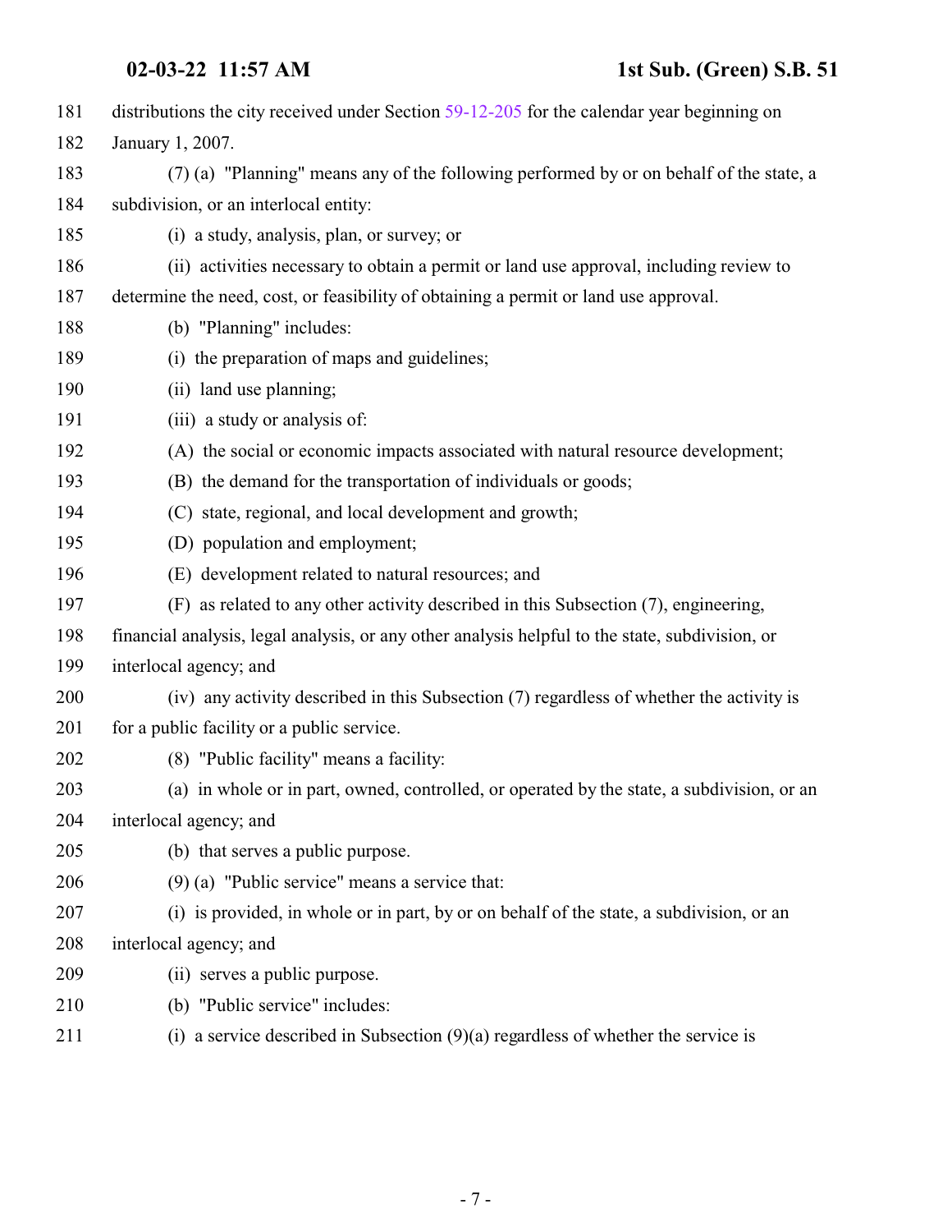distributions the city received under Section 59-12-205 for the calendar year beginning on January 1, 2007.

(7) (a) "Planning" means any of the following performed by or on behalf of the state, a subdivision, or an interlocal entity:

(i) a study, analysis, plan, or survey; or

(ii) activities necessary to obtain a permit or land use approval, including review to determine the need, cost, or feasibility of obtaining a permit or land use approval.

(b) "Planning" includes:

(i) the preparation of maps and guidelines;

(ii) land use planning;

(iii) a study or analysis of:

(A) the social or economic impacts associated with natural resource development;

(B) the demand for the transportation of individuals or goods;

(C) state, regional, and local development and growth;

(D) population and employment;

(E) development related to natural resources; and

(F) as related to any other activity described in this Subsection (7), engineering, financial analysis, legal analysis, or any other analysis helpful to the state, subdivision, or interlocal agency; and

(iv) any activity described in this Subsection (7) regardless of whether the activity is for a public facility or a public service.

(8) "Public facility" means a facility:

(a) in whole or in part, owned, controlled, or operated by the state, a subdivision, or an interlocal agency; and

(b) that serves a public purpose.

(9) (a) "Public service" means a service that:

(i) is provided, in whole or in part, by or on behalf of the state, a subdivision, or an interlocal agency; and

(ii) serves a public purpose.

(b) "Public service" includes:

(i) a service described in Subsection (9)(a) regardless of whether the service is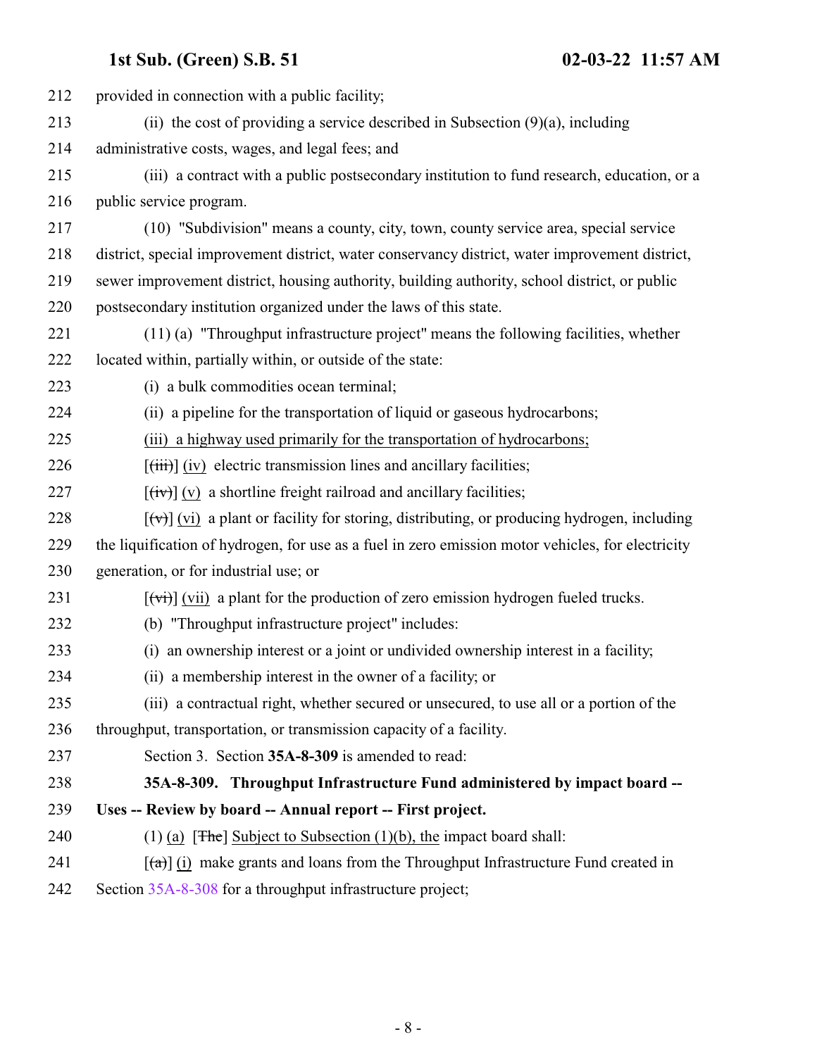provided in connection with a public facility;

(ii) the cost of providing a service described in Subsection (9)(a), including administrative costs, wages, and legal fees; and

(iii) a contract with a public postsecondary institution to fund research, education, or a public service program.

(10) "Subdivision" means a county, city, town, county service area, special service district, special improvement district, water conservancy district, water improvement district, sewer improvement district, housing authority, building authority, school district, or public postsecondary institution organized under the laws of this state.

(11) (a) "Throughput infrastructure project" means the following facilities, whether located within, partially within, or outside of the state:

(i) a bulk commodities ocean terminal;

(ii) a pipeline for the transportation of liquid or gaseous hydrocarbons;

<u>(iii) a highway used primarily for the transportation of hydrocarbons;</u>

[~~(iii)~~] <u>(iv)</u> electric transmission lines and ancillary facilities;

[~~(iv)~~] <u>(v)</u> a shortline freight railroad and ancillary facilities;

[~~(v)~~] <u>(vi)</u> a plant or facility for storing, distributing, or producing hydrogen, including the liquification of hydrogen, for use as a fuel in zero emission motor vehicles, for electricity generation, or for industrial use; or

[~~(vi)~~] <u>(vii)</u> a plant for the production of zero emission hydrogen fueled trucks.

(b) "Throughput infrastructure project" includes:

(i) an ownership interest or a joint or undivided ownership interest in a facility;

(ii) a membership interest in the owner of a facility; or

(iii) a contractual right, whether secured or unsecured, to use all or a portion of the throughput, transportation, or transmission capacity of a facility.

Section 3. Section **35A-8-309** is amended to read:

**35A-8-309. Throughput Infrastructure Fund administered by impact board -- Uses -- Review by board -- Annual report -- First project.**

(1) <u>(a)</u> [~~The~~] <u>Subject to Subsection (1)(b), the</u> impact board shall:

[~~(a)~~] <u>(i)</u> make grants and loans from the Throughput Infrastructure Fund created in Section 35A-8-308 for a throughput infrastructure project;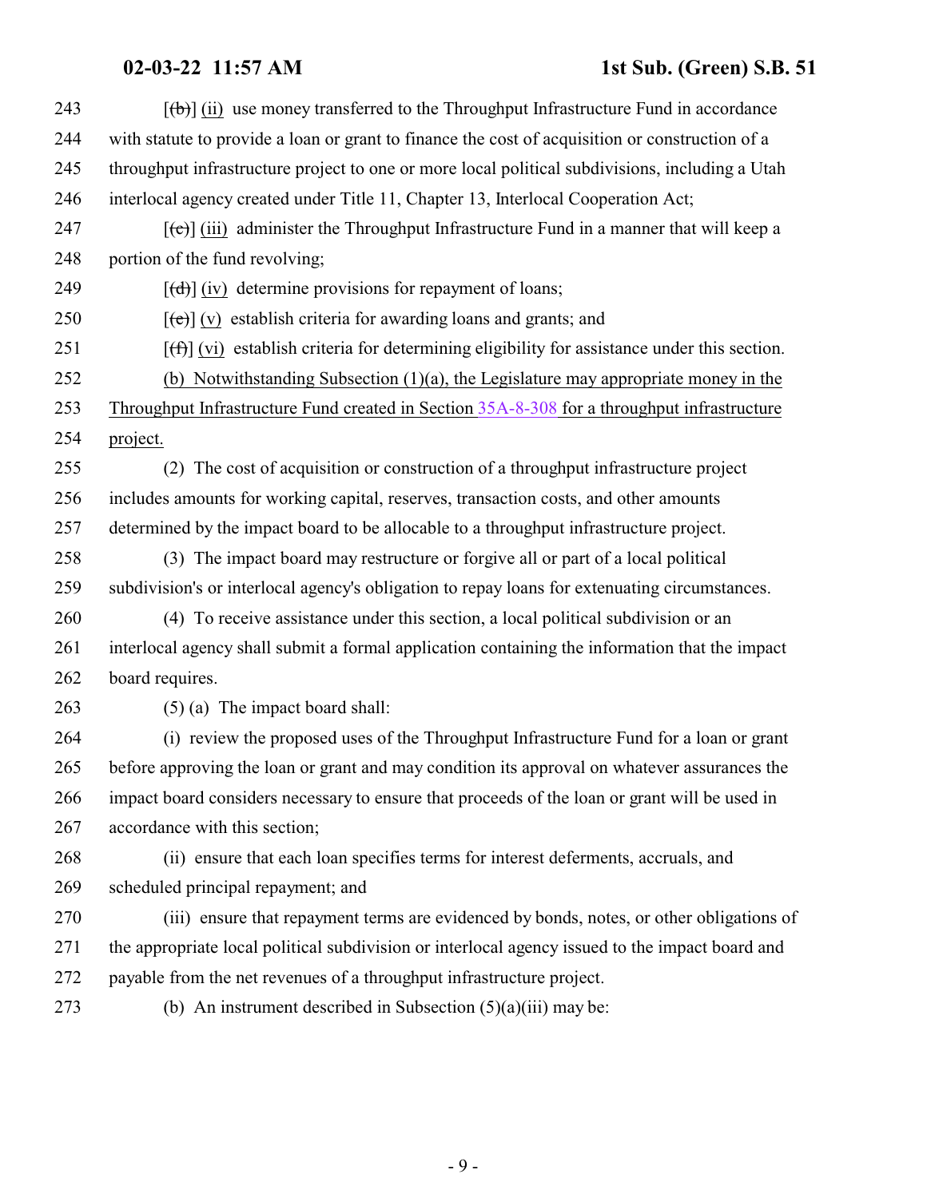243 [~~(b)~~] <u>(ii)</u> use money transferred to the Throughput Infrastructure Fund in accordance

244 with statute to provide a loan or grant to finance the cost of acquisition or construction of a

245 throughput infrastructure project to one or more local political subdivisions, including a Utah

246 interlocal agency created under Title 11, Chapter 13, Interlocal Cooperation Act;

247 [~~(c)~~] <u>(iii)</u> administer the Throughput Infrastructure Fund in a manner that will keep a

248 portion of the fund revolving;

249 [~~(d)~~] <u>(iv)</u> determine provisions for repayment of loans;

250 [~~(e)~~] <u>(v)</u> establish criteria for awarding loans and grants; and

251 [~~(f)~~] <u>(vi)</u> establish criteria for determining eligibility for assistance under this section.

252 <u>(b) Notwithstanding Subsection (1)(a), the Legislature may appropriate money in the</u>

253 <u>Throughput Infrastructure Fund created in Section 35A-8-308 for a throughput infrastructure</u>

254 <u>project.</u>

255 (2) The cost of acquisition or construction of a throughput infrastructure project

256 includes amounts for working capital, reserves, transaction costs, and other amounts

257 determined by the impact board to be allocable to a throughput infrastructure project.

258 (3) The impact board may restructure or forgive all or part of a local political

259 subdivision's or interlocal agency's obligation to repay loans for extenuating circumstances.

260 (4) To receive assistance under this section, a local political subdivision or an

261 interlocal agency shall submit a formal application containing the information that the impact

262 board requires.

263 (5) (a) The impact board shall:

264 (i) review the proposed uses of the Throughput Infrastructure Fund for a loan or grant

265 before approving the loan or grant and may condition its approval on whatever assurances the

266 impact board considers necessary to ensure that proceeds of the loan or grant will be used in

267 accordance with this section;

268 (ii) ensure that each loan specifies terms for interest deferments, accruals, and

269 scheduled principal repayment; and

270 (iii) ensure that repayment terms are evidenced by bonds, notes, or other obligations of

271 the appropriate local political subdivision or interlocal agency issued to the impact board and

272 payable from the net revenues of a throughput infrastructure project.

273 (b) An instrument described in Subsection (5)(a)(iii) may be: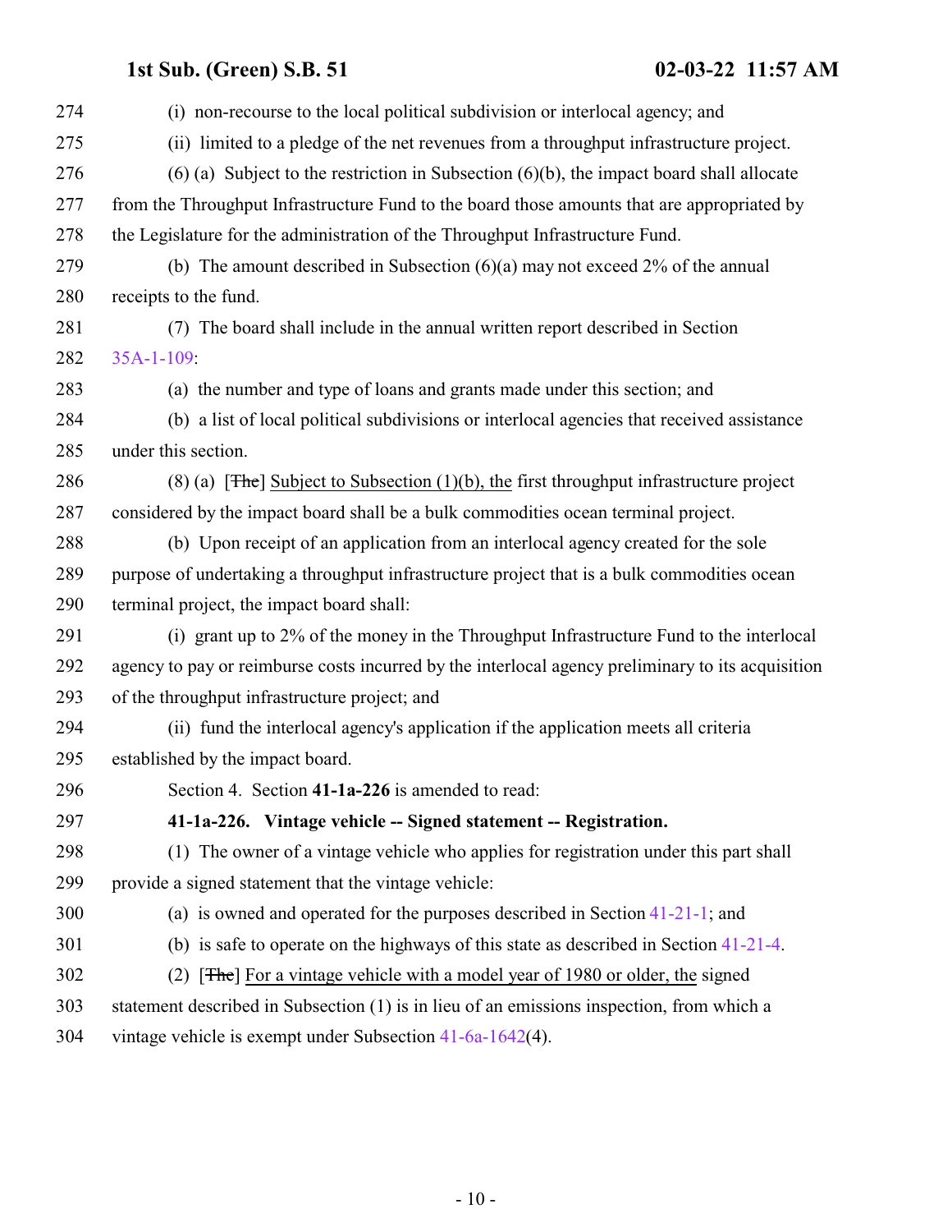(i) non-recourse to the local political subdivision or interlocal agency; and

(ii) limited to a pledge of the net revenues from a throughput infrastructure project.

(6) (a) Subject to the restriction in Subsection (6)(b), the impact board shall allocate from the Throughput Infrastructure Fund to the board those amounts that are appropriated by the Legislature for the administration of the Throughput Infrastructure Fund.

(b) The amount described in Subsection (6)(a) may not exceed 2% of the annual receipts to the fund.

(7) The board shall include in the annual written report described in Section 35A-1-109:

(a) the number and type of loans and grants made under this section; and

(b) a list of local political subdivisions or interlocal agencies that received assistance under this section.

(8) (a) [~~The~~] Subject to Subsection (1)(b), the first throughput infrastructure project considered by the impact board shall be a bulk commodities ocean terminal project.

(b) Upon receipt of an application from an interlocal agency created for the sole purpose of undertaking a throughput infrastructure project that is a bulk commodities ocean terminal project, the impact board shall:

(i) grant up to 2% of the money in the Throughput Infrastructure Fund to the interlocal agency to pay or reimburse costs incurred by the interlocal agency preliminary to its acquisition of the throughput infrastructure project; and

(ii) fund the interlocal agency's application if the application meets all criteria established by the impact board.

Section 4. Section **41-1a-226** is amended to read:

**41-1a-226. Vintage vehicle -- Signed statement -- Registration.**

(1) The owner of a vintage vehicle who applies for registration under this part shall provide a signed statement that the vintage vehicle:

(a) is owned and operated for the purposes described in Section 41-21-1; and

(b) is safe to operate on the highways of this state as described in Section 41-21-4.

(2) [~~The~~] For a vintage vehicle with a model year of 1980 or older, the signed statement described in Subsection (1) is in lieu of an emissions inspection, from which a vintage vehicle is exempt under Subsection 41-6a-1642(4).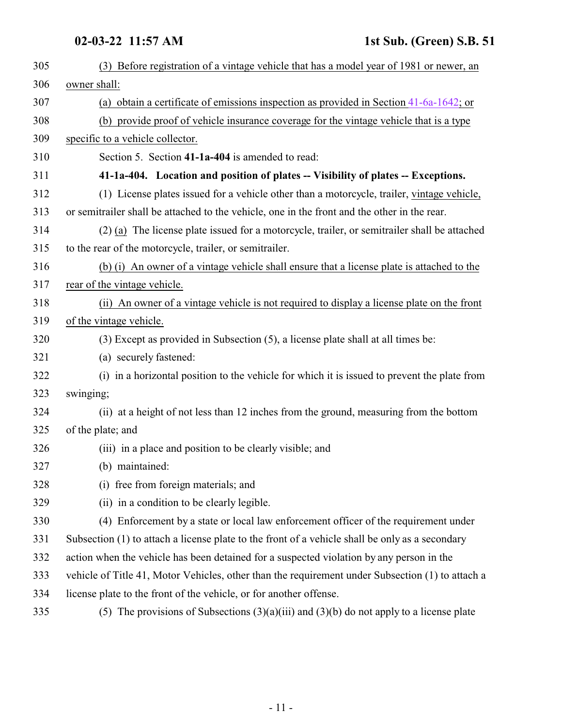(3) Before registration of a vintage vehicle that has a model year of 1981 or newer, an owner shall:

(a) obtain a certificate of emissions inspection as provided in Section 41-6a-1642; or

(b) provide proof of vehicle insurance coverage for the vintage vehicle that is a type specific to a vehicle collector.

Section 5. Section **41-1a-404** is amended to read:

**41-1a-404. Location and position of plates -- Visibility of plates -- Exceptions.**

(1) License plates issued for a vehicle other than a motorcycle, trailer, vintage vehicle, or semitrailer shall be attached to the vehicle, one in the front and the other in the rear.

(2) (a) The license plate issued for a motorcycle, trailer, or semitrailer shall be attached to the rear of the motorcycle, trailer, or semitrailer.

(b) (i) An owner of a vintage vehicle shall ensure that a license plate is attached to the rear of the vintage vehicle.

(ii) An owner of a vintage vehicle is not required to display a license plate on the front of the vintage vehicle.

(3) Except as provided in Subsection (5), a license plate shall at all times be:

(a) securely fastened:

(i) in a horizontal position to the vehicle for which it is issued to prevent the plate from swinging;

(ii) at a height of not less than 12 inches from the ground, measuring from the bottom of the plate; and

(iii) in a place and position to be clearly visible; and

(b) maintained:

(i) free from foreign materials; and

(ii) in a condition to be clearly legible.

(4) Enforcement by a state or local law enforcement officer of the requirement under Subsection (1) to attach a license plate to the front of a vehicle shall be only as a secondary action when the vehicle has been detained for a suspected violation by any person in the vehicle of Title 41, Motor Vehicles, other than the requirement under Subsection (1) to attach a license plate to the front of the vehicle, or for another offense.

(5) The provisions of Subsections (3)(a)(iii) and (3)(b) do not apply to a license plate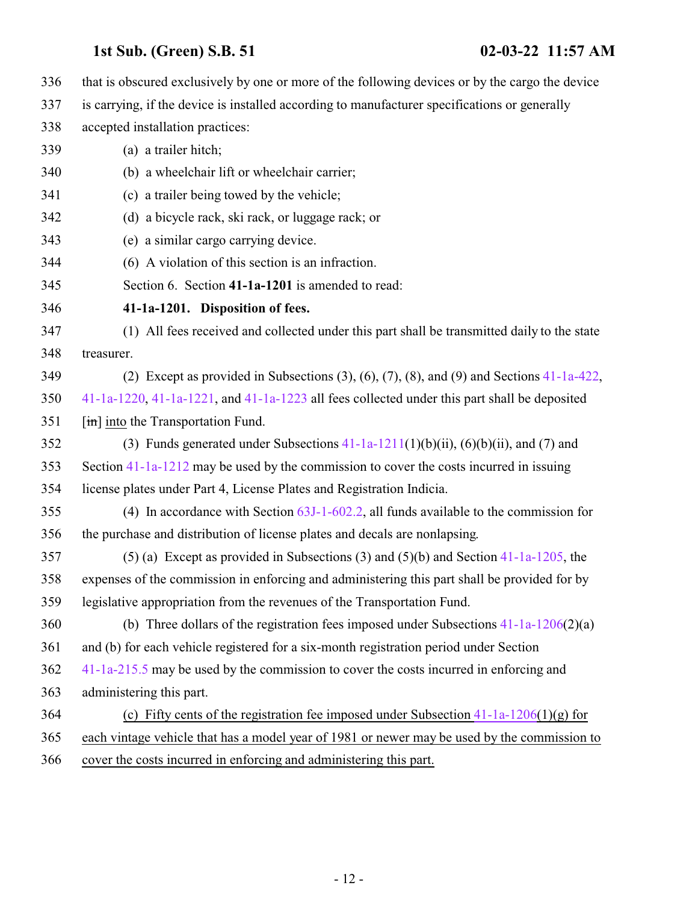that is obscured exclusively by one or more of the following devices or by the cargo the device is carrying, if the device is installed according to manufacturer specifications or generally accepted installation practices:

(a) a trailer hitch;

(b) a wheelchair lift or wheelchair carrier;

(c) a trailer being towed by the vehicle;

(d) a bicycle rack, ski rack, or luggage rack; or

(e) a similar cargo carrying device.

(6) A violation of this section is an infraction.

Section 6. Section **41-1a-1201** is amended to read:

**41-1a-1201. Disposition of fees.**

(1) All fees received and collected under this part shall be transmitted daily to the state treasurer.

(2) Except as provided in Subsections (3), (6), (7), (8), and (9) and Sections 41-1a-422, 41-1a-1220, 41-1a-1221, and 41-1a-1223 all fees collected under this part shall be deposited [~~in~~] <u>into</u> the Transportation Fund.

(3) Funds generated under Subsections 41-1a-1211(1)(b)(ii), (6)(b)(ii), and (7) and Section 41-1a-1212 may be used by the commission to cover the costs incurred in issuing license plates under Part 4, License Plates and Registration Indicia.

(4) In accordance with Section 63J-1-602.2, all funds available to the commission for the purchase and distribution of license plates and decals are nonlapsing.

(5) (a) Except as provided in Subsections (3) and (5)(b) and Section 41-1a-1205, the expenses of the commission in enforcing and administering this part shall be provided for by legislative appropriation from the revenues of the Transportation Fund.

(b) Three dollars of the registration fees imposed under Subsections 41-1a-1206(2)(a) and (b) for each vehicle registered for a six-month registration period under Section 41-1a-215.5 may be used by the commission to cover the costs incurred in enforcing and administering this part.

<u>(c) Fifty cents of the registration fee imposed under Subsection 41-1a-1206(1)(g) for each vintage vehicle that has a model year of 1981 or newer may be used by the commission to cover the costs incurred in enforcing and administering this part.</u>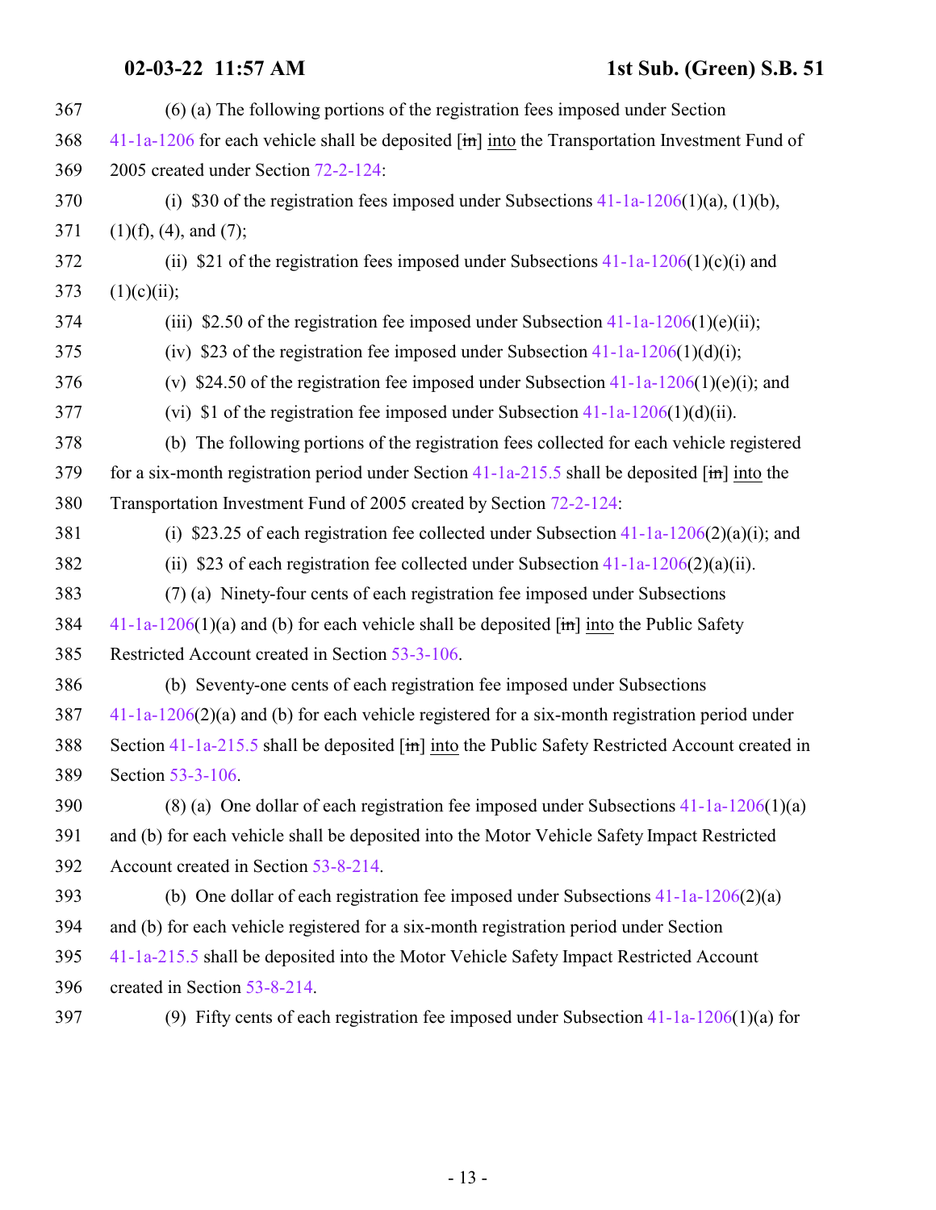(6) (a) The following portions of the registration fees imposed under Section 41-1a-1206 for each vehicle shall be deposited [~~in~~] into the Transportation Investment Fund of 2005 created under Section 72-2-124:

(i) $30 of the registration fees imposed under Subsections 41-1a-1206(1)(a), (1)(b), (1)(f), (4), and (7);

(ii) $21 of the registration fees imposed under Subsections 41-1a-1206(1)(c)(i) and (1)(c)(ii);

(iii) $2.50 of the registration fee imposed under Subsection 41-1a-1206(1)(e)(ii);

(iv) $23 of the registration fee imposed under Subsection 41-1a-1206(1)(d)(i);

(v) $24.50 of the registration fee imposed under Subsection 41-1a-1206(1)(e)(i); and

(vi) $1 of the registration fee imposed under Subsection 41-1a-1206(1)(d)(ii).

(b) The following portions of the registration fees collected for each vehicle registered for a six-month registration period under Section 41-1a-215.5 shall be deposited [~~in~~] into the Transportation Investment Fund of 2005 created by Section 72-2-124:

(i) $23.25 of each registration fee collected under Subsection 41-1a-1206(2)(a)(i); and

(ii) $23 of each registration fee collected under Subsection 41-1a-1206(2)(a)(ii).

(7) (a) Ninety-four cents of each registration fee imposed under Subsections 41-1a-1206(1)(a) and (b) for each vehicle shall be deposited [~~in~~] into the Public Safety Restricted Account created in Section 53-3-106.

(b) Seventy-one cents of each registration fee imposed under Subsections 41-1a-1206(2)(a) and (b) for each vehicle registered for a six-month registration period under Section 41-1a-215.5 shall be deposited [~~in~~] into the Public Safety Restricted Account created in Section 53-3-106.

(8) (a) One dollar of each registration fee imposed under Subsections 41-1a-1206(1)(a) and (b) for each vehicle shall be deposited into the Motor Vehicle Safety Impact Restricted Account created in Section 53-8-214.

(b) One dollar of each registration fee imposed under Subsections 41-1a-1206(2)(a) and (b) for each vehicle registered for a six-month registration period under Section 41-1a-215.5 shall be deposited into the Motor Vehicle Safety Impact Restricted Account created in Section 53-8-214.

(9) Fifty cents of each registration fee imposed under Subsection 41-1a-1206(1)(a) for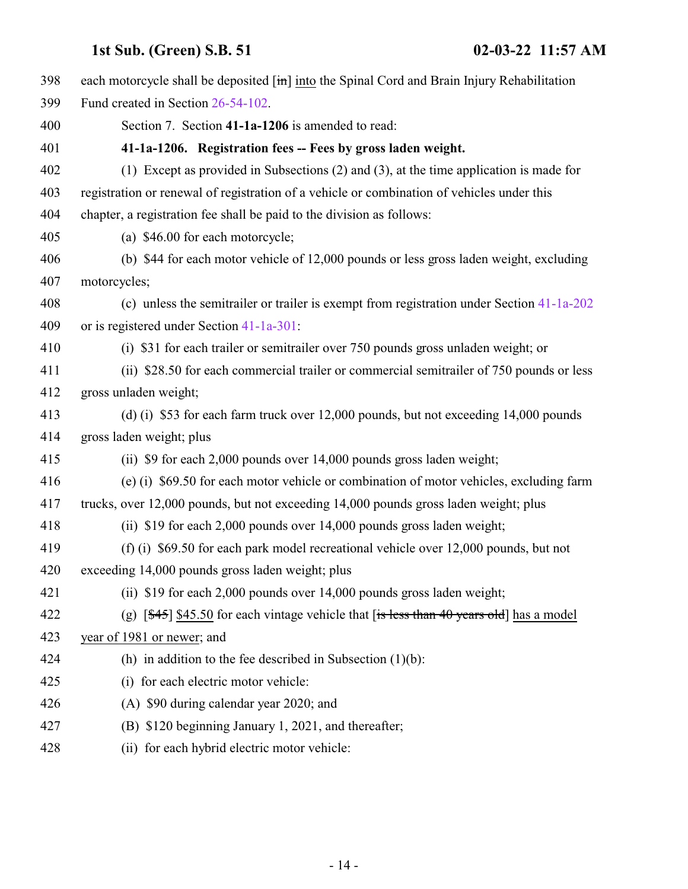each motorcycle shall be deposited [~~in~~] into the Spinal Cord and Brain Injury Rehabilitation Fund created in Section 26-54-102.

Section 7. Section **41-1a-1206** is amended to read:

**41-1a-1206. Registration fees -- Fees by gross laden weight.**

(1) Except as provided in Subsections (2) and (3), at the time application is made for registration or renewal of registration of a vehicle or combination of vehicles under this chapter, a registration fee shall be paid to the division as follows:

(a) $46.00 for each motorcycle;

(b) $44 for each motor vehicle of 12,000 pounds or less gross laden weight, excluding motorcycles;

(c) unless the semitrailer or trailer is exempt from registration under Section 41-1a-202 or is registered under Section 41-1a-301:

(i) $31 for each trailer or semitrailer over 750 pounds gross unladen weight; or

(ii) $28.50 for each commercial trailer or commercial semitrailer of 750 pounds or less gross unladen weight;

(d) (i) $53 for each farm truck over 12,000 pounds, but not exceeding 14,000 pounds gross laden weight; plus

(ii) $9 for each 2,000 pounds over 14,000 pounds gross laden weight;

(e) (i) $69.50 for each motor vehicle or combination of motor vehicles, excluding farm trucks, over 12,000 pounds, but not exceeding 14,000 pounds gross laden weight; plus

(ii) $19 for each 2,000 pounds over 14,000 pounds gross laden weight;

(f) (i) $69.50 for each park model recreational vehicle over 12,000 pounds, but not exceeding 14,000 pounds gross laden weight; plus

(ii) $19 for each 2,000 pounds over 14,000 pounds gross laden weight;

(g) [~~$45~~] <u>$45.50</u> for each vintage vehicle that [~~is less than 40 years old~~] <u>has a model year of 1981 or newer</u>; and

(h) in addition to the fee described in Subsection (1)(b):

(i) for each electric motor vehicle:

(A) $90 during calendar year 2020; and

(B) $120 beginning January 1, 2021, and thereafter;

(ii) for each hybrid electric motor vehicle: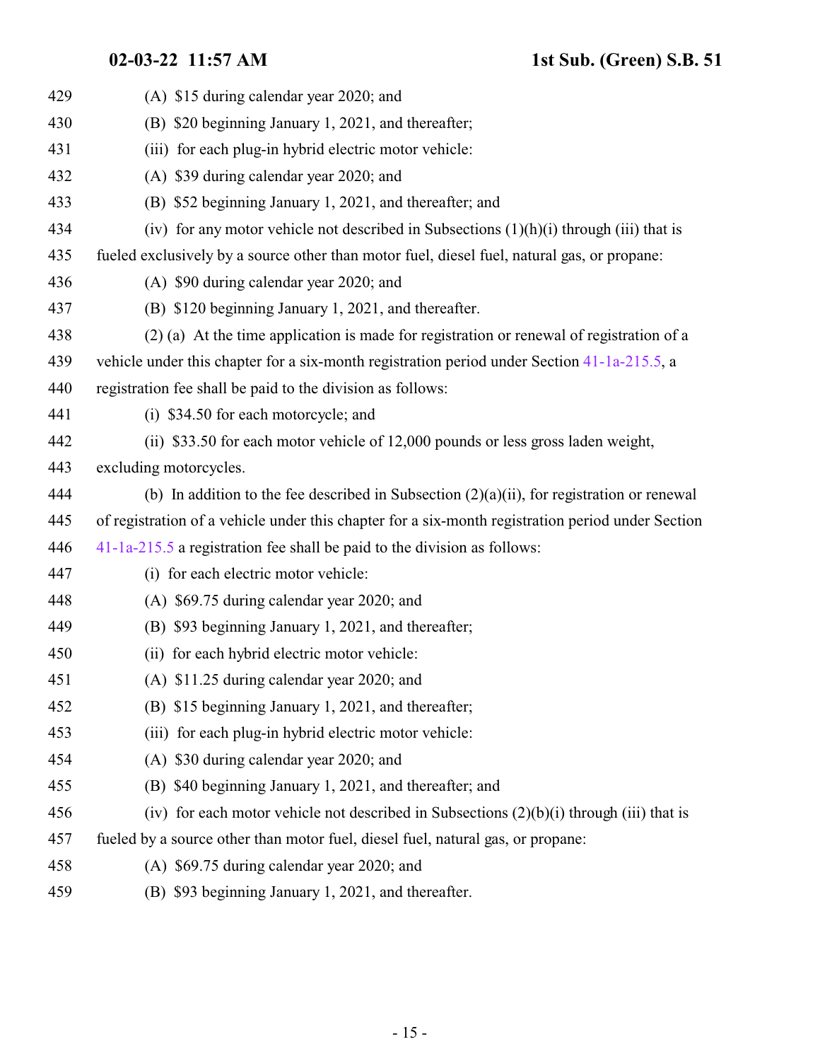(A) $15 during calendar year 2020; and

(B) $20 beginning January 1, 2021, and thereafter;

(iii) for each plug-in hybrid electric motor vehicle:

(A) $39 during calendar year 2020; and

(B) $52 beginning January 1, 2021, and thereafter; and

(iv) for any motor vehicle not described in Subsections (1)(h)(i) through (iii) that is fueled exclusively by a source other than motor fuel, diesel fuel, natural gas, or propane:

(A) $90 during calendar year 2020; and

(B) $120 beginning January 1, 2021, and thereafter.

(2) (a) At the time application is made for registration or renewal of registration of a vehicle under this chapter for a six-month registration period under Section 41-1a-215.5, a registration fee shall be paid to the division as follows:

(i) $34.50 for each motorcycle; and

(ii) $33.50 for each motor vehicle of 12,000 pounds or less gross laden weight, excluding motorcycles.

(b) In addition to the fee described in Subsection (2)(a)(ii), for registration or renewal of registration of a vehicle under this chapter for a six-month registration period under Section 41-1a-215.5 a registration fee shall be paid to the division as follows:

(i) for each electric motor vehicle:

(A) $69.75 during calendar year 2020; and

(B) $93 beginning January 1, 2021, and thereafter;

(ii) for each hybrid electric motor vehicle:

(A) $11.25 during calendar year 2020; and

(B) $15 beginning January 1, 2021, and thereafter;

(iii) for each plug-in hybrid electric motor vehicle:

(A) $30 during calendar year 2020; and

(B) $40 beginning January 1, 2021, and thereafter; and

(iv) for each motor vehicle not described in Subsections (2)(b)(i) through (iii) that is fueled by a source other than motor fuel, diesel fuel, natural gas, or propane:

(A) $69.75 during calendar year 2020; and

(B) $93 beginning January 1, 2021, and thereafter.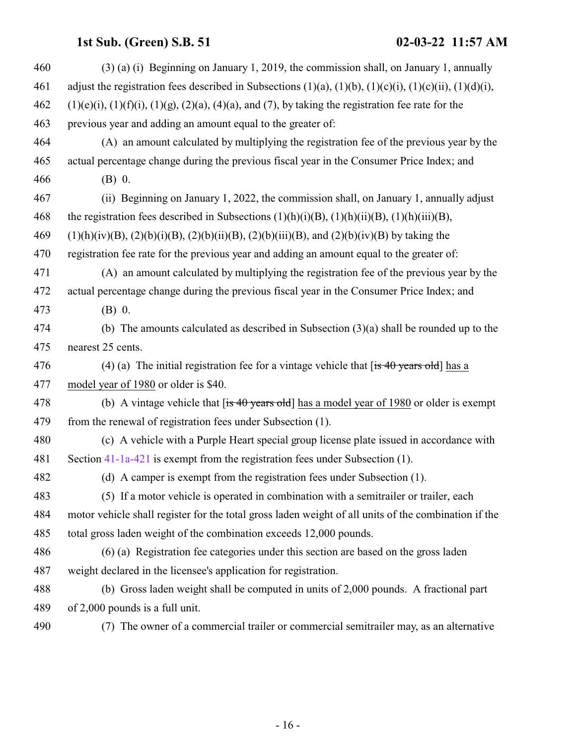(3) (a) (i) Beginning on January 1, 2019, the commission shall, on January 1, annually adjust the registration fees described in Subsections (1)(a), (1)(b), (1)(c)(i), (1)(c)(ii), (1)(d)(i), (1)(e)(i), (1)(f)(i), (1)(g), (2)(a), (4)(a), and (7), by taking the registration fee rate for the previous year and adding an amount equal to the greater of:

(A) an amount calculated by multiplying the registration fee of the previous year by the actual percentage change during the previous fiscal year in the Consumer Price Index; and

(B) 0.

(ii) Beginning on January 1, 2022, the commission shall, on January 1, annually adjust the registration fees described in Subsections (1)(h)(i)(B), (1)(h)(ii)(B), (1)(h)(iii)(B), (1)(h)(iv)(B), (2)(b)(i)(B), (2)(b)(ii)(B), (2)(b)(iii)(B), and (2)(b)(iv)(B) by taking the registration fee rate for the previous year and adding an amount equal to the greater of:

(A) an amount calculated by multiplying the registration fee of the previous year by the actual percentage change during the previous fiscal year in the Consumer Price Index; and

(B) 0.

(b) The amounts calculated as described in Subsection (3)(a) shall be rounded up to the nearest 25 cents.

(4) (a) The initial registration fee for a vintage vehicle that [~~is 40 years old~~] has a model year of 1980 or older is $40.

(b) A vintage vehicle that [~~is 40 years old~~] has a model year of 1980 or older is exempt from the renewal of registration fees under Subsection (1).

(c) A vehicle with a Purple Heart special group license plate issued in accordance with Section 41-1a-421 is exempt from the registration fees under Subsection (1).

(d) A camper is exempt from the registration fees under Subsection (1).

(5) If a motor vehicle is operated in combination with a semitrailer or trailer, each motor vehicle shall register for the total gross laden weight of all units of the combination if the total gross laden weight of the combination exceeds 12,000 pounds.

(6) (a) Registration fee categories under this section are based on the gross laden weight declared in the licensee's application for registration.

(b) Gross laden weight shall be computed in units of 2,000 pounds. A fractional part of 2,000 pounds is a full unit.

(7) The owner of a commercial trailer or commercial semitrailer may, as an alternative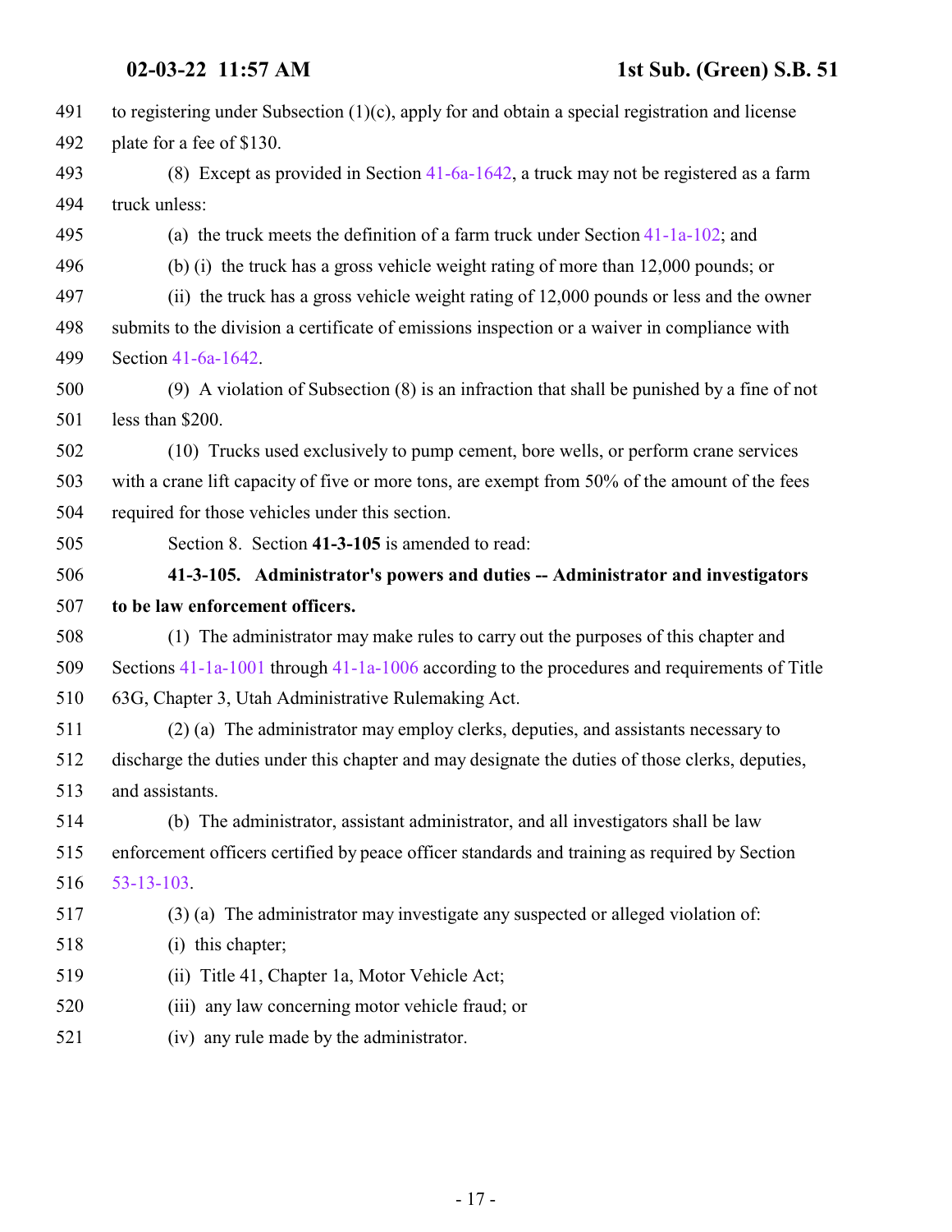to registering under Subsection (1)(c), apply for and obtain a special registration and license plate for a fee of $130.

(8) Except as provided in Section 41-6a-1642, a truck may not be registered as a farm truck unless:

(a) the truck meets the definition of a farm truck under Section 41-1a-102; and

(b) (i) the truck has a gross vehicle weight rating of more than 12,000 pounds; or

(ii) the truck has a gross vehicle weight rating of 12,000 pounds or less and the owner submits to the division a certificate of emissions inspection or a waiver in compliance with Section 41-6a-1642.

(9) A violation of Subsection (8) is an infraction that shall be punished by a fine of not less than $200.

(10) Trucks used exclusively to pump cement, bore wells, or perform crane services with a crane lift capacity of five or more tons, are exempt from 50% of the amount of the fees required for those vehicles under this section.

Section 8. Section **41-3-105** is amended to read:

**41-3-105. Administrator's powers and duties -- Administrator and investigators to be law enforcement officers.**

(1) The administrator may make rules to carry out the purposes of this chapter and Sections 41-1a-1001 through 41-1a-1006 according to the procedures and requirements of Title 63G, Chapter 3, Utah Administrative Rulemaking Act.

(2) (a) The administrator may employ clerks, deputies, and assistants necessary to discharge the duties under this chapter and may designate the duties of those clerks, deputies, and assistants.

(b) The administrator, assistant administrator, and all investigators shall be law enforcement officers certified by peace officer standards and training as required by Section 53-13-103.

(3) (a) The administrator may investigate any suspected or alleged violation of:

(i) this chapter;

(ii) Title 41, Chapter 1a, Motor Vehicle Act;

(iii) any law concerning motor vehicle fraud; or

(iv) any rule made by the administrator.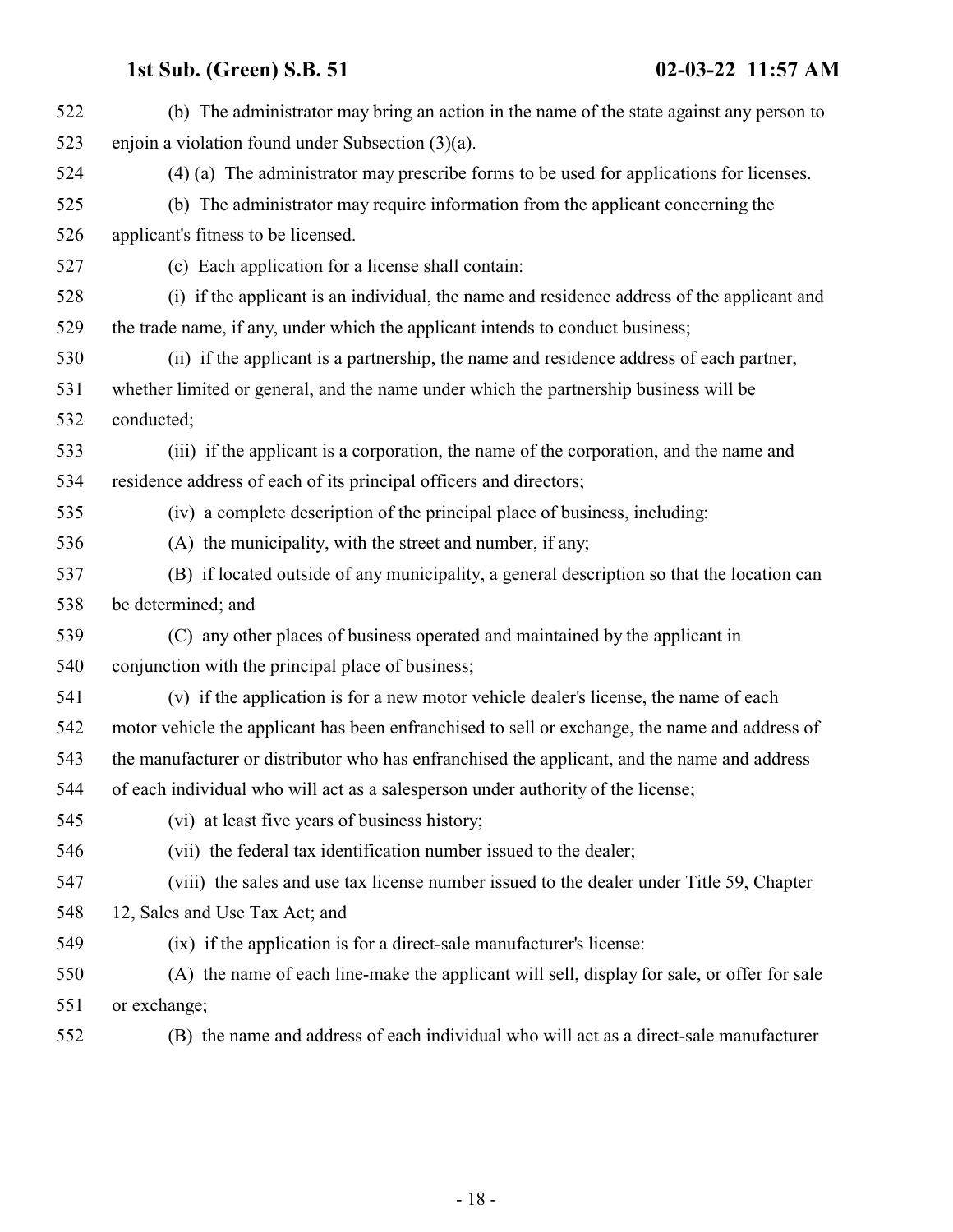(b) The administrator may bring an action in the name of the state against any person to enjoin a violation found under Subsection (3)(a).

(4) (a) The administrator may prescribe forms to be used for applications for licenses.

(b) The administrator may require information from the applicant concerning the applicant's fitness to be licensed.

(c) Each application for a license shall contain:

(i) if the applicant is an individual, the name and residence address of the applicant and the trade name, if any, under which the applicant intends to conduct business;

(ii) if the applicant is a partnership, the name and residence address of each partner, whether limited or general, and the name under which the partnership business will be conducted;

(iii) if the applicant is a corporation, the name of the corporation, and the name and residence address of each of its principal officers and directors;

(iv) a complete description of the principal place of business, including:

(A) the municipality, with the street and number, if any;

(B) if located outside of any municipality, a general description so that the location can be determined; and

(C) any other places of business operated and maintained by the applicant in conjunction with the principal place of business;

(v) if the application is for a new motor vehicle dealer's license, the name of each motor vehicle the applicant has been enfranchised to sell or exchange, the name and address of the manufacturer or distributor who has enfranchised the applicant, and the name and address of each individual who will act as a salesperson under authority of the license;

(vi) at least five years of business history;

(vii) the federal tax identification number issued to the dealer;

(viii) the sales and use tax license number issued to the dealer under Title 59, Chapter 12, Sales and Use Tax Act; and

(ix) if the application is for a direct-sale manufacturer's license:

(A) the name of each line-make the applicant will sell, display for sale, or offer for sale or exchange;

(B) the name and address of each individual who will act as a direct-sale manufacturer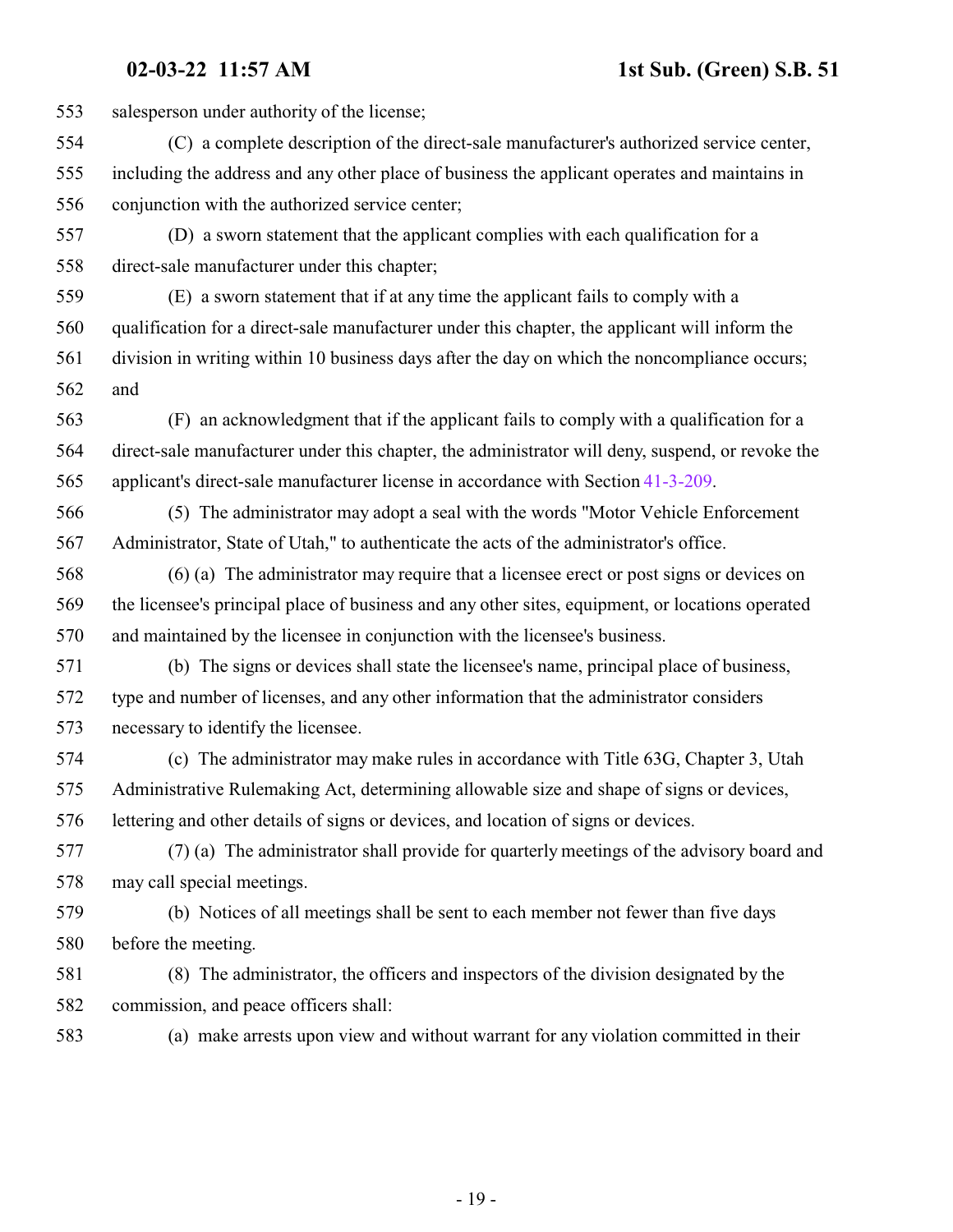salesperson under authority of the license;

(C) a complete description of the direct-sale manufacturer's authorized service center, including the address and any other place of business the applicant operates and maintains in conjunction with the authorized service center;

(D) a sworn statement that the applicant complies with each qualification for a direct-sale manufacturer under this chapter;

(E) a sworn statement that if at any time the applicant fails to comply with a qualification for a direct-sale manufacturer under this chapter, the applicant will inform the division in writing within 10 business days after the day on which the noncompliance occurs; and

(F) an acknowledgment that if the applicant fails to comply with a qualification for a direct-sale manufacturer under this chapter, the administrator will deny, suspend, or revoke the applicant's direct-sale manufacturer license in accordance with Section 41-3-209.

(5) The administrator may adopt a seal with the words "Motor Vehicle Enforcement Administrator, State of Utah," to authenticate the acts of the administrator's office.

(6) (a) The administrator may require that a licensee erect or post signs or devices on the licensee's principal place of business and any other sites, equipment, or locations operated and maintained by the licensee in conjunction with the licensee's business.

(b) The signs or devices shall state the licensee's name, principal place of business, type and number of licenses, and any other information that the administrator considers necessary to identify the licensee.

(c) The administrator may make rules in accordance with Title 63G, Chapter 3, Utah Administrative Rulemaking Act, determining allowable size and shape of signs or devices, lettering and other details of signs or devices, and location of signs or devices.

(7) (a) The administrator shall provide for quarterly meetings of the advisory board and may call special meetings.

(b) Notices of all meetings shall be sent to each member not fewer than five days before the meeting.

(8) The administrator, the officers and inspectors of the division designated by the commission, and peace officers shall:

(a) make arrests upon view and without warrant for any violation committed in their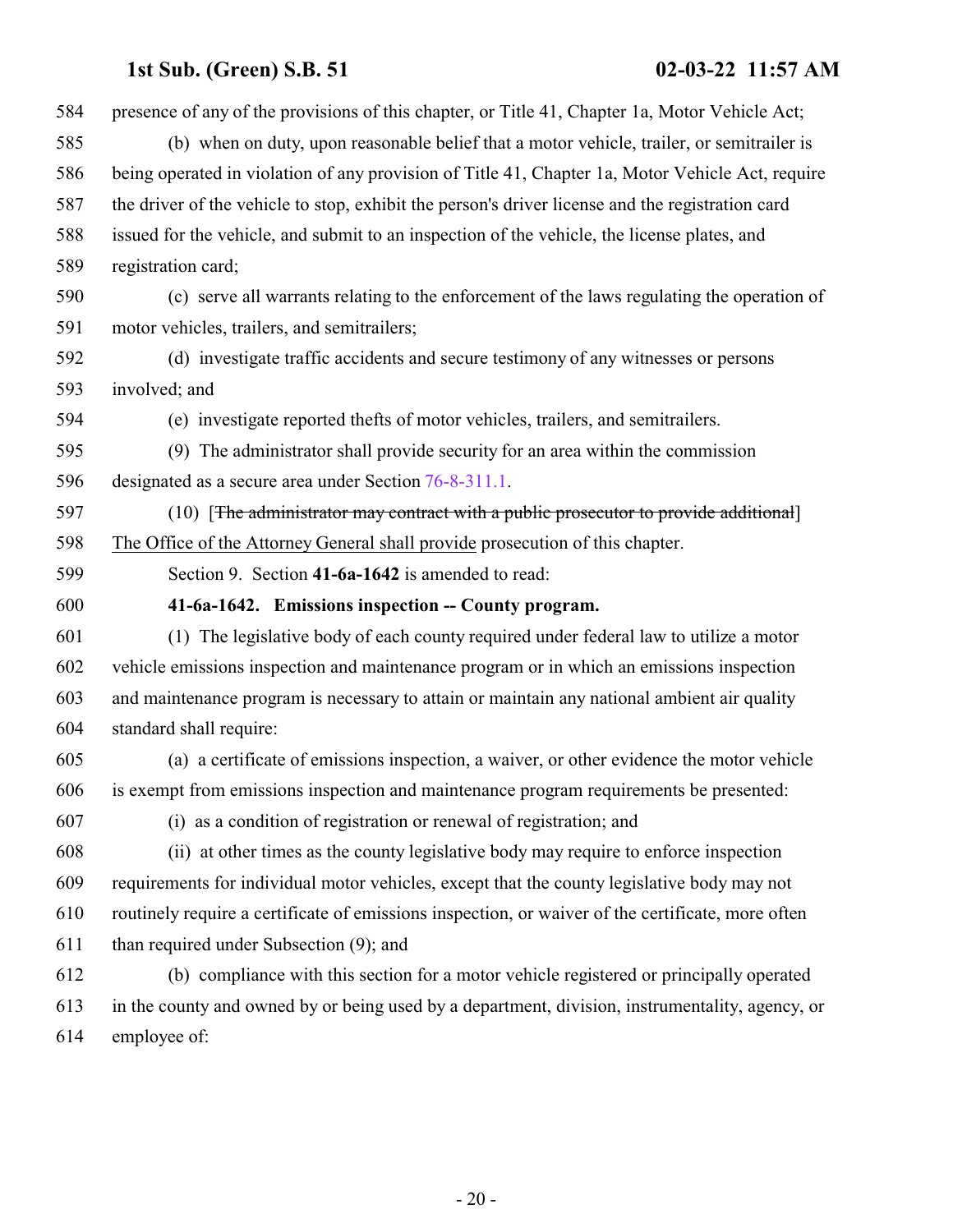presence of any of the provisions of this chapter, or Title 41, Chapter 1a, Motor Vehicle Act;

(b) when on duty, upon reasonable belief that a motor vehicle, trailer, or semitrailer is being operated in violation of any provision of Title 41, Chapter 1a, Motor Vehicle Act, require the driver of the vehicle to stop, exhibit the person's driver license and the registration card issued for the vehicle, and submit to an inspection of the vehicle, the license plates, and registration card;

(c) serve all warrants relating to the enforcement of the laws regulating the operation of motor vehicles, trailers, and semitrailers;

(d) investigate traffic accidents and secure testimony of any witnesses or persons involved; and

(e) investigate reported thefts of motor vehicles, trailers, and semitrailers.

(9) The administrator shall provide security for an area within the commission designated as a secure area under Section 76-8-311.1.

(10) [~~The administrator may contract with a public prosecutor to provide additional~~] The Office of the Attorney General shall provide prosecution of this chapter.

Section 9. Section **41-6a-1642** is amended to read:

**41-6a-1642. Emissions inspection -- County program.**

(1) The legislative body of each county required under federal law to utilize a motor vehicle emissions inspection and maintenance program or in which an emissions inspection and maintenance program is necessary to attain or maintain any national ambient air quality standard shall require:

(a) a certificate of emissions inspection, a waiver, or other evidence the motor vehicle is exempt from emissions inspection and maintenance program requirements be presented:

(i) as a condition of registration or renewal of registration; and

(ii) at other times as the county legislative body may require to enforce inspection requirements for individual motor vehicles, except that the county legislative body may not routinely require a certificate of emissions inspection, or waiver of the certificate, more often than required under Subsection (9); and

(b) compliance with this section for a motor vehicle registered or principally operated in the county and owned by or being used by a department, division, instrumentality, agency, or employee of: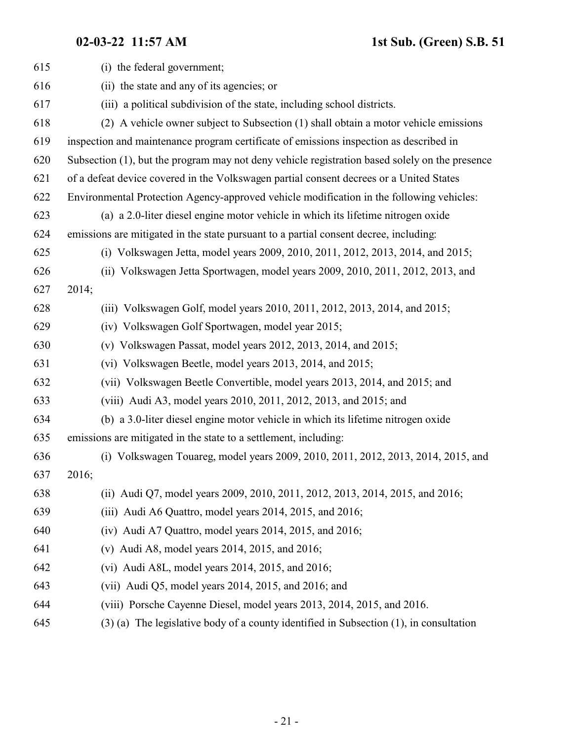(i) the federal government;

(ii) the state and any of its agencies; or

(iii) a political subdivision of the state, including school districts.

(2) A vehicle owner subject to Subsection (1) shall obtain a motor vehicle emissions inspection and maintenance program certificate of emissions inspection as described in Subsection (1), but the program may not deny vehicle registration based solely on the presence of a defeat device covered in the Volkswagen partial consent decrees or a United States Environmental Protection Agency-approved vehicle modification in the following vehicles:

(a) a 2.0-liter diesel engine motor vehicle in which its lifetime nitrogen oxide emissions are mitigated in the state pursuant to a partial consent decree, including:

(i) Volkswagen Jetta, model years 2009, 2010, 2011, 2012, 2013, 2014, and 2015;

(ii) Volkswagen Jetta Sportwagen, model years 2009, 2010, 2011, 2012, 2013, and 2014;

(iii) Volkswagen Golf, model years 2010, 2011, 2012, 2013, 2014, and 2015;

(iv) Volkswagen Golf Sportwagen, model year 2015;

(v) Volkswagen Passat, model years 2012, 2013, 2014, and 2015;

(vi) Volkswagen Beetle, model years 2013, 2014, and 2015;

(vii) Volkswagen Beetle Convertible, model years 2013, 2014, and 2015; and

(viii) Audi A3, model years 2010, 2011, 2012, 2013, and 2015; and

(b) a 3.0-liter diesel engine motor vehicle in which its lifetime nitrogen oxide emissions are mitigated in the state to a settlement, including:

(i) Volkswagen Touareg, model years 2009, 2010, 2011, 2012, 2013, 2014, 2015, and 2016;

(ii) Audi Q7, model years 2009, 2010, 2011, 2012, 2013, 2014, 2015, and 2016;

(iii) Audi A6 Quattro, model years 2014, 2015, and 2016;

(iv) Audi A7 Quattro, model years 2014, 2015, and 2016;

(v) Audi A8, model years 2014, 2015, and 2016;

(vi) Audi A8L, model years 2014, 2015, and 2016;

(vii) Audi Q5, model years 2014, 2015, and 2016; and

(viii) Porsche Cayenne Diesel, model years 2013, 2014, 2015, and 2016.

(3) (a) The legislative body of a county identified in Subsection (1), in consultation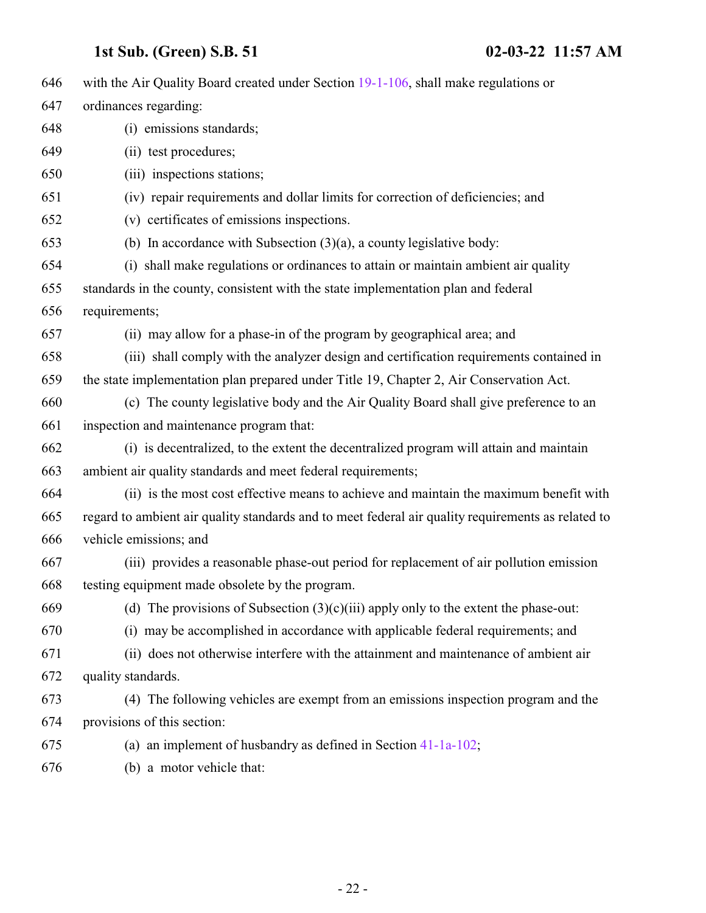with the Air Quality Board created under Section 19-1-106, shall make regulations or ordinances regarding:

(i) emissions standards;

(ii) test procedures;

(iii) inspections stations;

(iv) repair requirements and dollar limits for correction of deficiencies; and

(v) certificates of emissions inspections.

(b) In accordance with Subsection (3)(a), a county legislative body:

(i) shall make regulations or ordinances to attain or maintain ambient air quality standards in the county, consistent with the state implementation plan and federal requirements;

(ii) may allow for a phase-in of the program by geographical area; and

(iii) shall comply with the analyzer design and certification requirements contained in the state implementation plan prepared under Title 19, Chapter 2, Air Conservation Act.

(c) The county legislative body and the Air Quality Board shall give preference to an inspection and maintenance program that:

(i) is decentralized, to the extent the decentralized program will attain and maintain ambient air quality standards and meet federal requirements;

(ii) is the most cost effective means to achieve and maintain the maximum benefit with regard to ambient air quality standards and to meet federal air quality requirements as related to vehicle emissions; and

(iii) provides a reasonable phase-out period for replacement of air pollution emission testing equipment made obsolete by the program.

(d) The provisions of Subsection (3)(c)(iii) apply only to the extent the phase-out:

(i) may be accomplished in accordance with applicable federal requirements; and

(ii) does not otherwise interfere with the attainment and maintenance of ambient air quality standards.

(4) The following vehicles are exempt from an emissions inspection program and the provisions of this section:

(a) an implement of husbandry as defined in Section 41-1a-102;

(b) a motor vehicle that: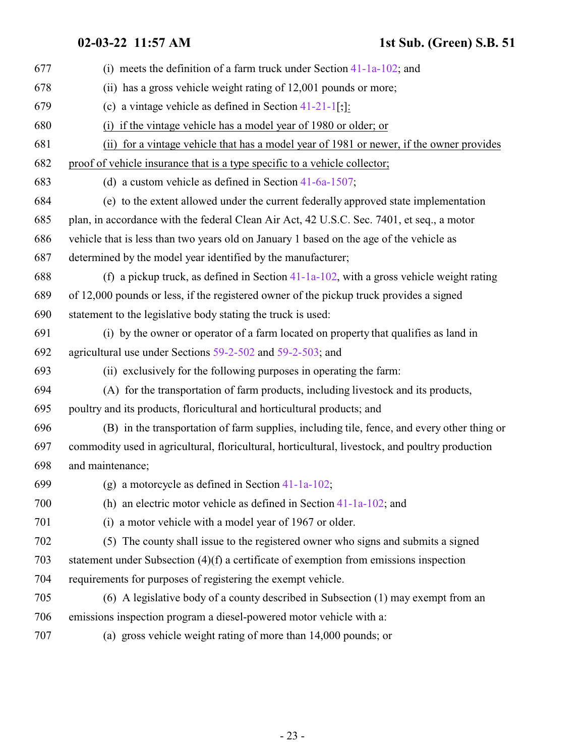677 (i) meets the definition of a farm truck under Section 41-1a-102; and

678 (ii) has a gross vehicle weight rating of 12,001 pounds or more;

679 (c) a vintage vehicle as defined in Section 41-21-1[;]:

680 (i) if the vintage vehicle has a model year of 1980 or older; or

681 (ii) for a vintage vehicle that has a model year of 1981 or newer, if the owner provides

682 proof of vehicle insurance that is a type specific to a vehicle collector;

683 (d) a custom vehicle as defined in Section 41-6a-1507;

684 (e) to the extent allowed under the current federally approved state implementation

685 plan, in accordance with the federal Clean Air Act, 42 U.S.C. Sec. 7401, et seq., a motor

686 vehicle that is less than two years old on January 1 based on the age of the vehicle as

687 determined by the model year identified by the manufacturer;

688 (f) a pickup truck, as defined in Section 41-1a-102, with a gross vehicle weight rating

689 of 12,000 pounds or less, if the registered owner of the pickup truck provides a signed

690 statement to the legislative body stating the truck is used:

691 (i) by the owner or operator of a farm located on property that qualifies as land in

692 agricultural use under Sections 59-2-502 and 59-2-503; and

693 (ii) exclusively for the following purposes in operating the farm:

694 (A) for the transportation of farm products, including livestock and its products,

695 poultry and its products, floricultural and horticultural products; and

696 (B) in the transportation of farm supplies, including tile, fence, and every other thing or

697 commodity used in agricultural, floricultural, horticultural, livestock, and poultry production

698 and maintenance;

699 (g) a motorcycle as defined in Section 41-1a-102;

700 (h) an electric motor vehicle as defined in Section 41-1a-102; and

701 (i) a motor vehicle with a model year of 1967 or older.

702 (5) The county shall issue to the registered owner who signs and submits a signed

703 statement under Subsection (4)(f) a certificate of exemption from emissions inspection

704 requirements for purposes of registering the exempt vehicle.

705 (6) A legislative body of a county described in Subsection (1) may exempt from an

706 emissions inspection program a diesel-powered motor vehicle with a:

707 (a) gross vehicle weight rating of more than 14,000 pounds; or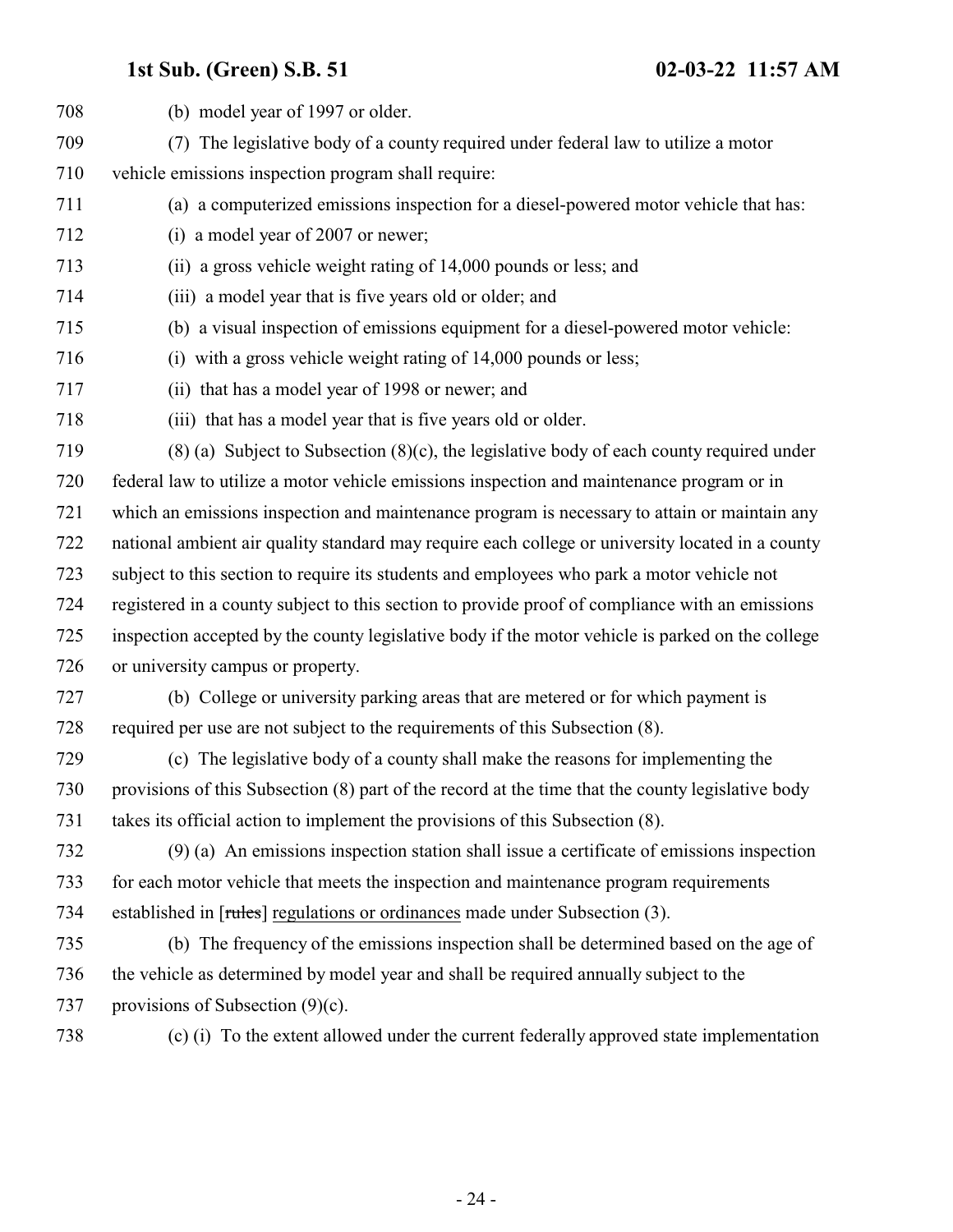708 (b) model year of 1997 or older.

709 (7) The legislative body of a county required under federal law to utilize a motor

710 vehicle emissions inspection program shall require:

711 (a) a computerized emissions inspection for a diesel-powered motor vehicle that has:

712 (i) a model year of 2007 or newer;

713 (ii) a gross vehicle weight rating of 14,000 pounds or less; and

714 (iii) a model year that is five years old or older; and

715 (b) a visual inspection of emissions equipment for a diesel-powered motor vehicle:

716 (i) with a gross vehicle weight rating of 14,000 pounds or less;

717 (ii) that has a model year of 1998 or newer; and

718 (iii) that has a model year that is five years old or older.

719 (8) (a) Subject to Subsection (8)(c), the legislative body of each county required under

720 federal law to utilize a motor vehicle emissions inspection and maintenance program or in

721 which an emissions inspection and maintenance program is necessary to attain or maintain any

722 national ambient air quality standard may require each college or university located in a county

723 subject to this section to require its students and employees who park a motor vehicle not

724 registered in a county subject to this section to provide proof of compliance with an emissions

725 inspection accepted by the county legislative body if the motor vehicle is parked on the college

726 or university campus or property.

727 (b) College or university parking areas that are metered or for which payment is

728 required per use are not subject to the requirements of this Subsection (8).

729 (c) The legislative body of a county shall make the reasons for implementing the

730 provisions of this Subsection (8) part of the record at the time that the county legislative body

731 takes its official action to implement the provisions of this Subsection (8).

732 (9) (a) An emissions inspection station shall issue a certificate of emissions inspection

733 for each motor vehicle that meets the inspection and maintenance program requirements

734 established in [~~rules~~] regulations or ordinances made under Subsection (3).

735 (b) The frequency of the emissions inspection shall be determined based on the age of

736 the vehicle as determined by model year and shall be required annually subject to the

737 provisions of Subsection (9)(c).

738 (c) (i) To the extent allowed under the current federally approved state implementation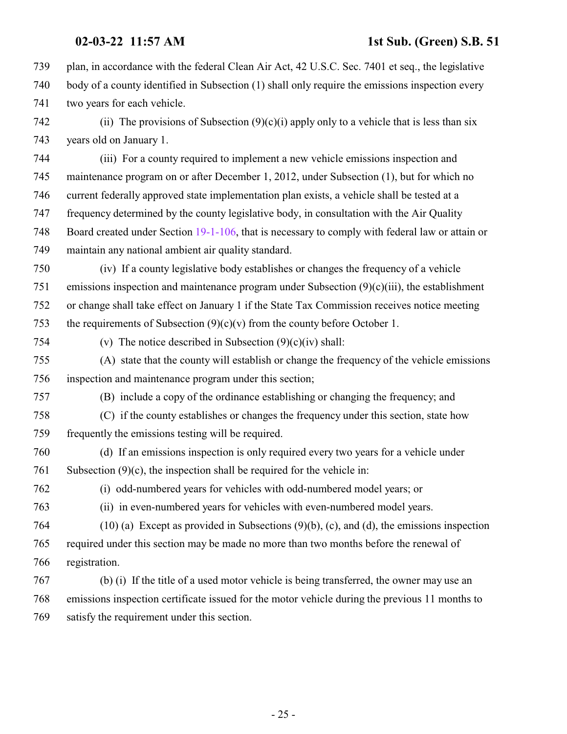plan, in accordance with the federal Clean Air Act, 42 U.S.C. Sec. 7401 et seq., the legislative body of a county identified in Subsection (1) shall only require the emissions inspection every two years for each vehicle.

(ii) The provisions of Subsection (9)(c)(i) apply only to a vehicle that is less than six years old on January 1.

(iii) For a county required to implement a new vehicle emissions inspection and maintenance program on or after December 1, 2012, under Subsection (1), but for which no current federally approved state implementation plan exists, a vehicle shall be tested at a frequency determined by the county legislative body, in consultation with the Air Quality Board created under Section 19-1-106, that is necessary to comply with federal law or attain or maintain any national ambient air quality standard.

(iv) If a county legislative body establishes or changes the frequency of a vehicle emissions inspection and maintenance program under Subsection (9)(c)(iii), the establishment or change shall take effect on January 1 if the State Tax Commission receives notice meeting the requirements of Subsection (9)(c)(v) from the county before October 1.

(v) The notice described in Subsection (9)(c)(iv) shall:

(A) state that the county will establish or change the frequency of the vehicle emissions inspection and maintenance program under this section;

(B) include a copy of the ordinance establishing or changing the frequency; and

(C) if the county establishes or changes the frequency under this section, state how frequently the emissions testing will be required.

(d) If an emissions inspection is only required every two years for a vehicle under Subsection (9)(c), the inspection shall be required for the vehicle in:

(i) odd-numbered years for vehicles with odd-numbered model years; or

(ii) in even-numbered years for vehicles with even-numbered model years.

(10) (a) Except as provided in Subsections (9)(b), (c), and (d), the emissions inspection required under this section may be made no more than two months before the renewal of registration.

(b) (i) If the title of a used motor vehicle is being transferred, the owner may use an emissions inspection certificate issued for the motor vehicle during the previous 11 months to satisfy the requirement under this section.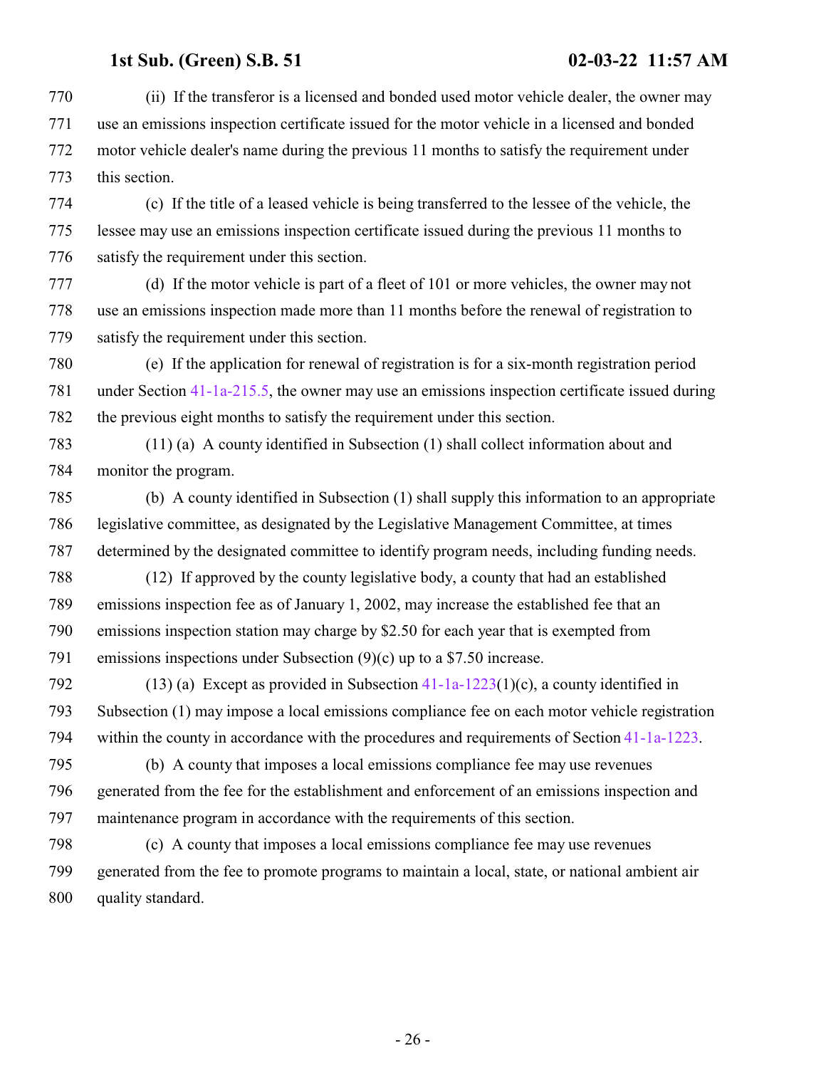(ii) If the transferor is a licensed and bonded used motor vehicle dealer, the owner may use an emissions inspection certificate issued for the motor vehicle in a licensed and bonded motor vehicle dealer's name during the previous 11 months to satisfy the requirement under this section.

(c) If the title of a leased vehicle is being transferred to the lessee of the vehicle, the lessee may use an emissions inspection certificate issued during the previous 11 months to satisfy the requirement under this section.

(d) If the motor vehicle is part of a fleet of 101 or more vehicles, the owner may not use an emissions inspection made more than 11 months before the renewal of registration to satisfy the requirement under this section.

(e) If the application for renewal of registration is for a six-month registration period under Section 41-1a-215.5, the owner may use an emissions inspection certificate issued during the previous eight months to satisfy the requirement under this section.

(11) (a) A county identified in Subsection (1) shall collect information about and monitor the program.

(b) A county identified in Subsection (1) shall supply this information to an appropriate legislative committee, as designated by the Legislative Management Committee, at times determined by the designated committee to identify program needs, including funding needs.

(12) If approved by the county legislative body, a county that had an established emissions inspection fee as of January 1, 2002, may increase the established fee that an emissions inspection station may charge by $2.50 for each year that is exempted from emissions inspections under Subsection (9)(c) up to a $7.50 increase.

(13) (a) Except as provided in Subsection 41-1a-1223(1)(c), a county identified in Subsection (1) may impose a local emissions compliance fee on each motor vehicle registration within the county in accordance with the procedures and requirements of Section 41-1a-1223.

(b) A county that imposes a local emissions compliance fee may use revenues generated from the fee for the establishment and enforcement of an emissions inspection and maintenance program in accordance with the requirements of this section.

(c) A county that imposes a local emissions compliance fee may use revenues generated from the fee to promote programs to maintain a local, state, or national ambient air quality standard.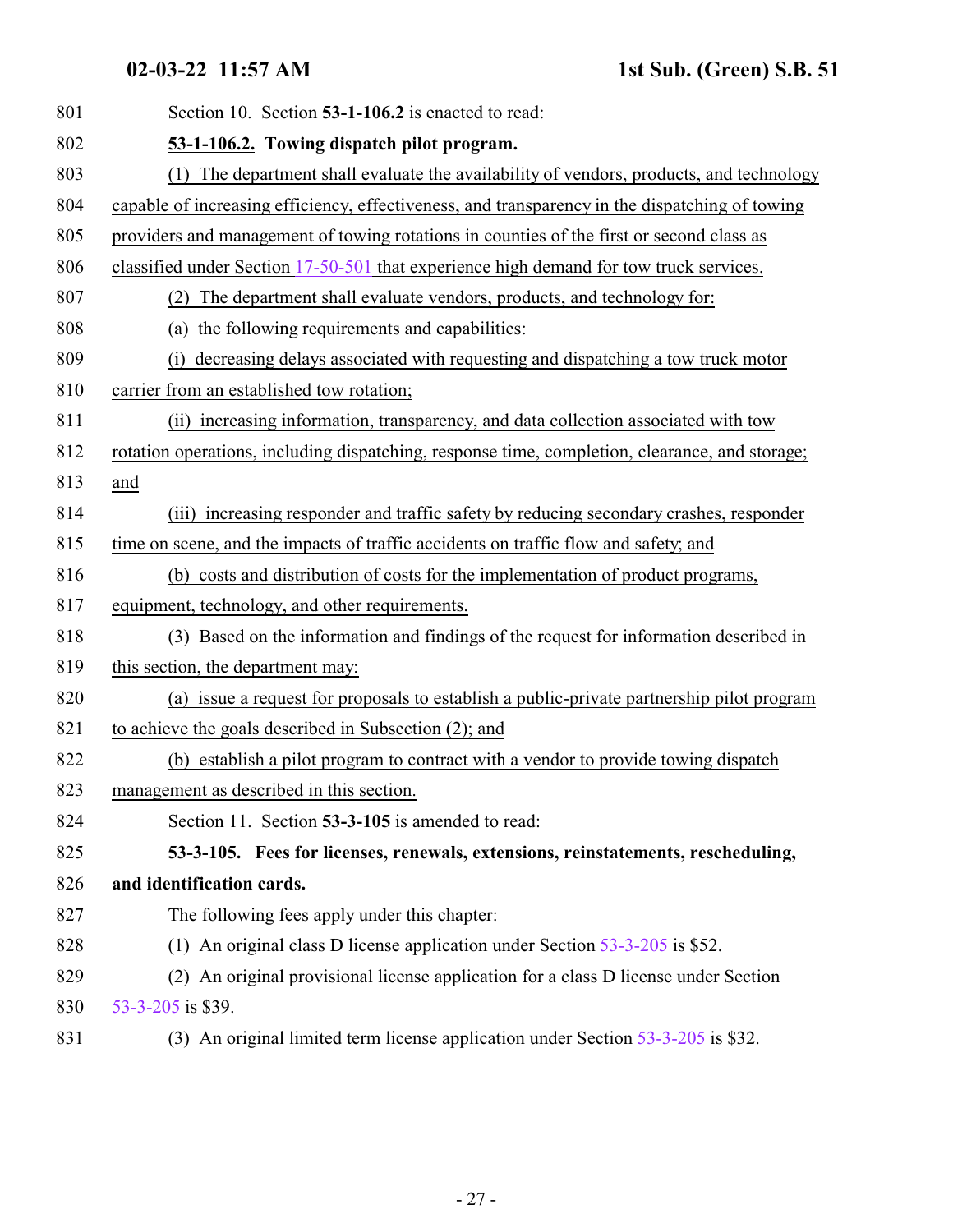Section 10. Section **53-1-106.2** is enacted to read:

**53-1-106.2. Towing dispatch pilot program.**

(1) The department shall evaluate the availability of vendors, products, and technology capable of increasing efficiency, effectiveness, and transparency in the dispatching of towing providers and management of towing rotations in counties of the first or second class as classified under Section 17-50-501 that experience high demand for tow truck services.

(2) The department shall evaluate vendors, products, and technology for:

(a) the following requirements and capabilities:

(i) decreasing delays associated with requesting and dispatching a tow truck motor carrier from an established tow rotation;

(ii) increasing information, transparency, and data collection associated with tow rotation operations, including dispatching, response time, completion, clearance, and storage; and

(iii) increasing responder and traffic safety by reducing secondary crashes, responder time on scene, and the impacts of traffic accidents on traffic flow and safety; and

(b) costs and distribution of costs for the implementation of product programs, equipment, technology, and other requirements.

(3) Based on the information and findings of the request for information described in this section, the department may:

(a) issue a request for proposals to establish a public-private partnership pilot program to achieve the goals described in Subsection (2); and

(b) establish a pilot program to contract with a vendor to provide towing dispatch management as described in this section.

Section 11. Section **53-3-105** is amended to read:

**53-3-105. Fees for licenses, renewals, extensions, reinstatements, rescheduling, and identification cards.**

The following fees apply under this chapter:

(1) An original class D license application under Section 53-3-205 is $52.

(2) An original provisional license application for a class D license under Section 53-3-205 is $39.

(3) An original limited term license application under Section 53-3-205 is $32.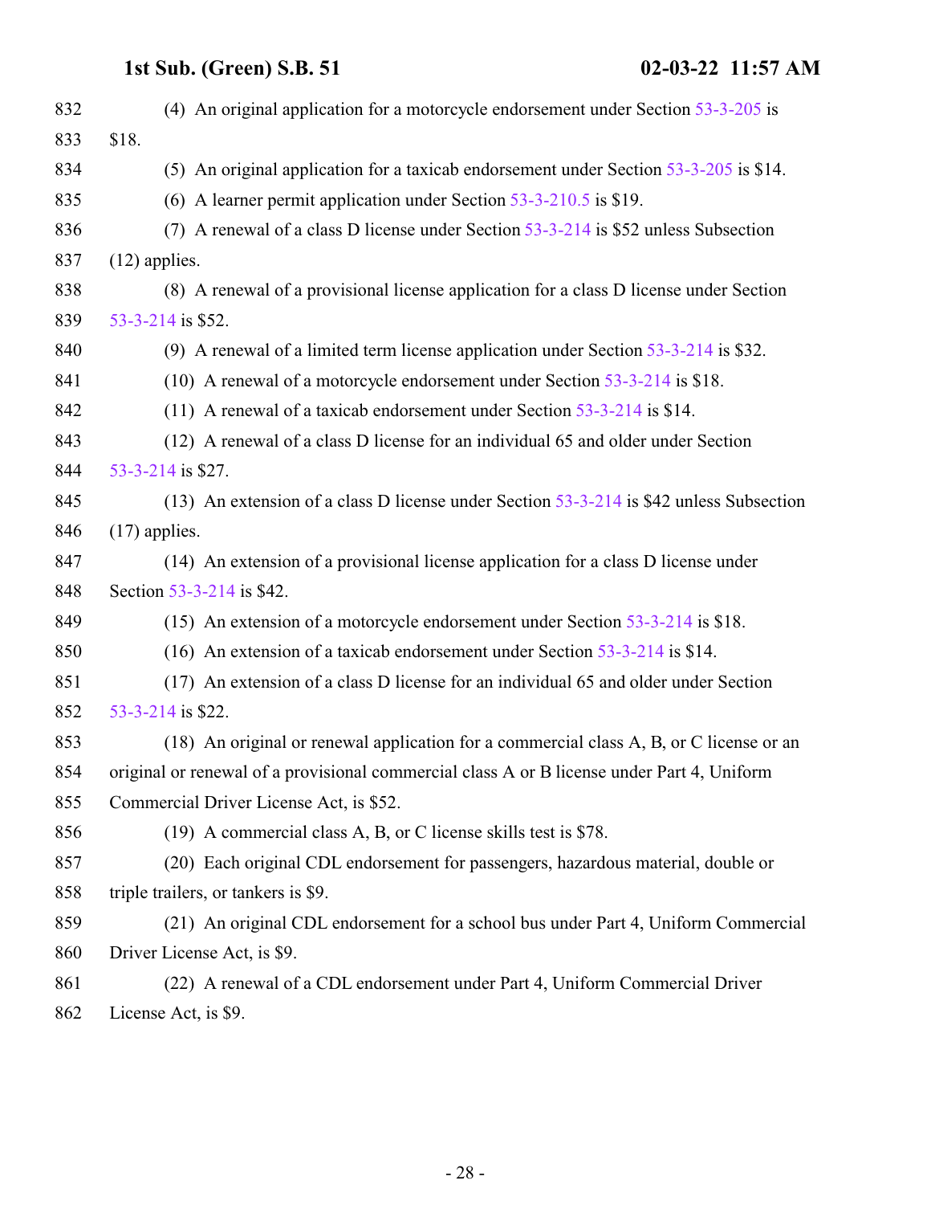(4) An original application for a motorcycle endorsement under Section 53-3-205 is $18.

(5) An original application for a taxicab endorsement under Section 53-3-205 is $14.

(6) A learner permit application under Section 53-3-210.5 is $19.

(7) A renewal of a class D license under Section 53-3-214 is $52 unless Subsection (12) applies.

(8) A renewal of a provisional license application for a class D license under Section 53-3-214 is $52.

(9) A renewal of a limited term license application under Section 53-3-214 is $32.

(10) A renewal of a motorcycle endorsement under Section 53-3-214 is $18.

(11) A renewal of a taxicab endorsement under Section 53-3-214 is $14.

(12) A renewal of a class D license for an individual 65 and older under Section 53-3-214 is $27.

(13) An extension of a class D license under Section 53-3-214 is $42 unless Subsection (17) applies.

(14) An extension of a provisional license application for a class D license under Section 53-3-214 is $42.

(15) An extension of a motorcycle endorsement under Section 53-3-214 is $18.

(16) An extension of a taxicab endorsement under Section 53-3-214 is $14.

(17) An extension of a class D license for an individual 65 and older under Section 53-3-214 is $22.

(18) An original or renewal application for a commercial class A, B, or C license or an original or renewal of a provisional commercial class A or B license under Part 4, Uniform Commercial Driver License Act, is $52.

(19) A commercial class A, B, or C license skills test is $78.

(20) Each original CDL endorsement for passengers, hazardous material, double or triple trailers, or tankers is $9.

(21) An original CDL endorsement for a school bus under Part 4, Uniform Commercial Driver License Act, is $9.

(22) A renewal of a CDL endorsement under Part 4, Uniform Commercial Driver License Act, is $9.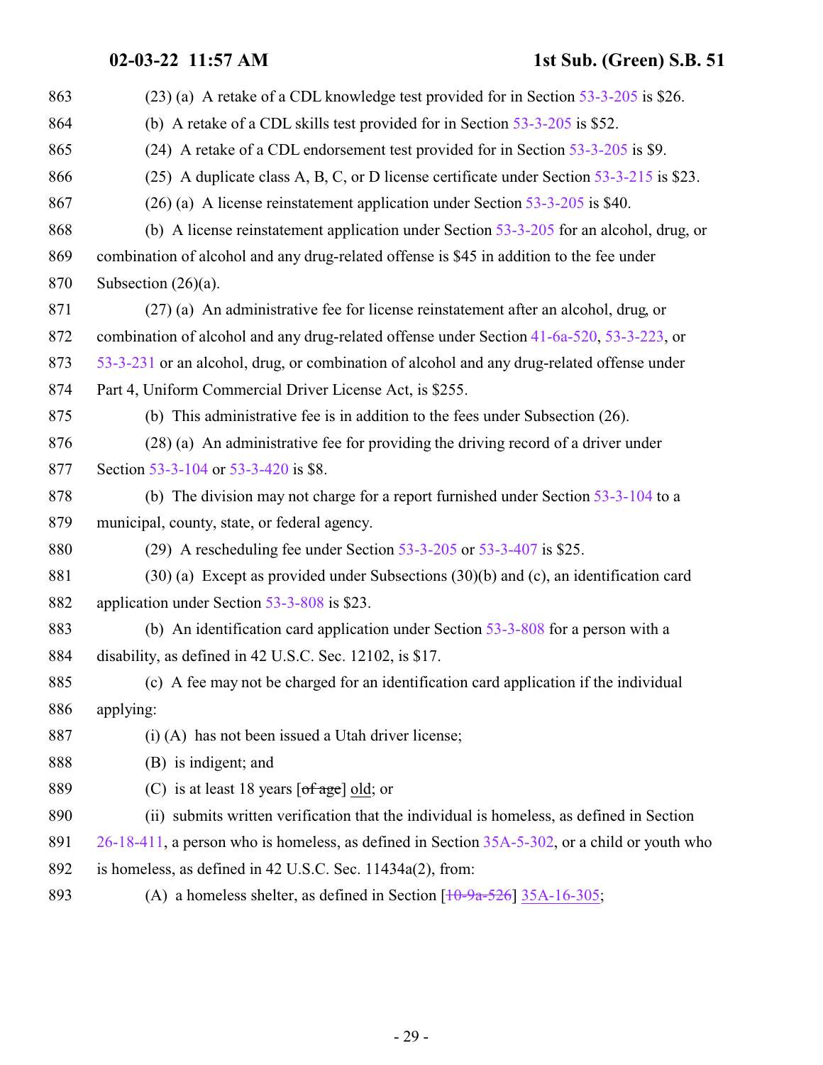863 (23) (a) A retake of a CDL knowledge test provided for in Section 53-3-205 is $26.

864 (b) A retake of a CDL skills test provided for in Section 53-3-205 is $52.

865 (24) A retake of a CDL endorsement test provided for in Section 53-3-205 is $9.

866 (25) A duplicate class A, B, C, or D license certificate under Section 53-3-215 is $23.

867 (26) (a) A license reinstatement application under Section 53-3-205 is $40.

868 (b) A license reinstatement application under Section 53-3-205 for an alcohol, drug, or
869 combination of alcohol and any drug-related offense is $45 in addition to the fee under
870 Subsection (26)(a).

871 (27) (a) An administrative fee for license reinstatement after an alcohol, drug, or
872 combination of alcohol and any drug-related offense under Section 41-6a-520, 53-3-223, or
873 53-3-231 or an alcohol, drug, or combination of alcohol and any drug-related offense under
874 Part 4, Uniform Commercial Driver License Act, is $255.

875 (b) This administrative fee is in addition to the fees under Subsection (26).

876 (28) (a) An administrative fee for providing the driving record of a driver under
877 Section 53-3-104 or 53-3-420 is $8.

878 (b) The division may not charge for a report furnished under Section 53-3-104 to a
879 municipal, county, state, or federal agency.

880 (29) A rescheduling fee under Section 53-3-205 or 53-3-407 is $25.

881 (30) (a) Except as provided under Subsections (30)(b) and (c), an identification card
882 application under Section 53-3-808 is $23.

883 (b) An identification card application under Section 53-3-808 for a person with a
884 disability, as defined in 42 U.S.C. Sec. 12102, is $17.

885 (c) A fee may not be charged for an identification card application if the individual
886 applying:

887 (i) (A) has not been issued a Utah driver license;

888 (B) is indigent; and

889 (C) is at least 18 years [~~of age~~] old; or

890 (ii) submits written verification that the individual is homeless, as defined in Section
891 26-18-411, a person who is homeless, as defined in Section 35A-5-302, or a child or youth who
892 is homeless, as defined in 42 U.S.C. Sec. 11434a(2), from:

893 (A) a homeless shelter, as defined in Section [~~10-9a-526~~] 35A-16-305;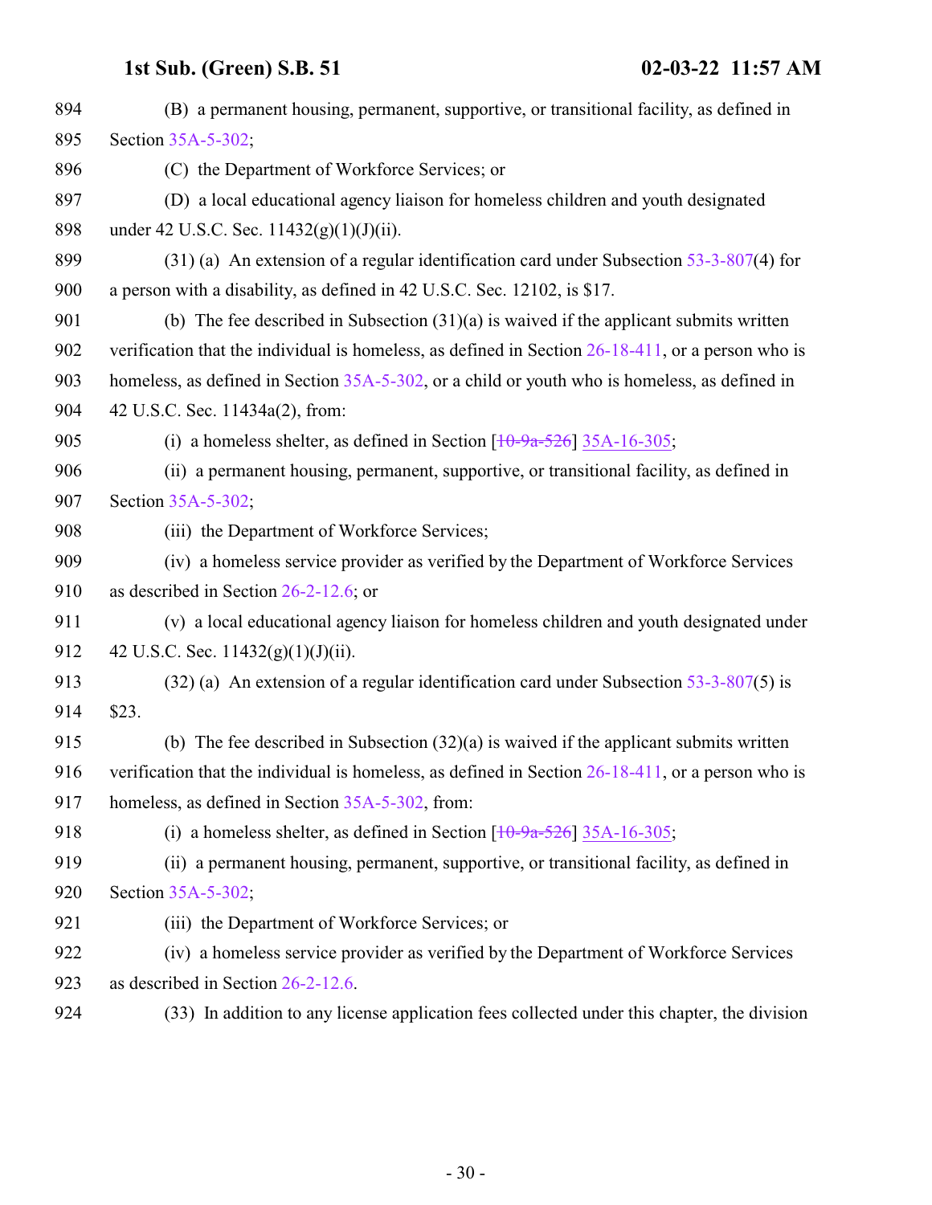(B) a permanent housing, permanent, supportive, or transitional facility, as defined in Section 35A-5-302;

(C) the Department of Workforce Services; or

(D) a local educational agency liaison for homeless children and youth designated under 42 U.S.C. Sec. 11432(g)(1)(J)(ii).

(31) (a) An extension of a regular identification card under Subsection 53-3-807(4) for a person with a disability, as defined in 42 U.S.C. Sec. 12102, is $17.

(b) The fee described in Subsection (31)(a) is waived if the applicant submits written verification that the individual is homeless, as defined in Section 26-18-411, or a person who is homeless, as defined in Section 35A-5-302, or a child or youth who is homeless, as defined in 42 U.S.C. Sec. 11434a(2), from:

(i) a homeless shelter, as defined in Section [~~10-9a-526~~] 35A-16-305;

(ii) a permanent housing, permanent, supportive, or transitional facility, as defined in Section 35A-5-302;

(iii) the Department of Workforce Services;

(iv) a homeless service provider as verified by the Department of Workforce Services as described in Section 26-2-12.6; or

(v) a local educational agency liaison for homeless children and youth designated under 42 U.S.C. Sec. 11432(g)(1)(J)(ii).

(32) (a) An extension of a regular identification card under Subsection 53-3-807(5) is $23.

(b) The fee described in Subsection (32)(a) is waived if the applicant submits written verification that the individual is homeless, as defined in Section 26-18-411, or a person who is homeless, as defined in Section 35A-5-302, from:

(i) a homeless shelter, as defined in Section [~~10-9a-526~~] 35A-16-305;

(ii) a permanent housing, permanent, supportive, or transitional facility, as defined in Section 35A-5-302;

(iii) the Department of Workforce Services; or

(iv) a homeless service provider as verified by the Department of Workforce Services as described in Section 26-2-12.6.

(33) In addition to any license application fees collected under this chapter, the division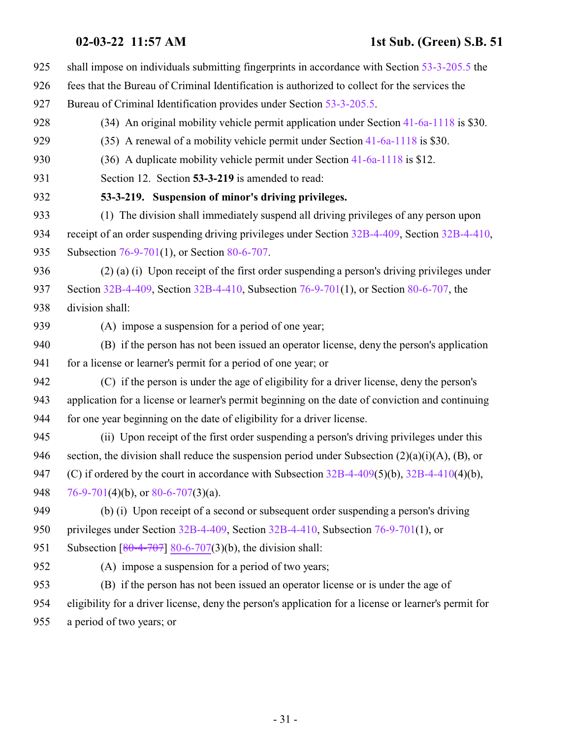shall impose on individuals submitting fingerprints in accordance with Section 53-3-205.5 the fees that the Bureau of Criminal Identification is authorized to collect for the services the Bureau of Criminal Identification provides under Section 53-3-205.5.

(34) An original mobility vehicle permit application under Section 41-6a-1118 is $30.

(35) A renewal of a mobility vehicle permit under Section 41-6a-1118 is $30.

(36) A duplicate mobility vehicle permit under Section 41-6a-1118 is $12.

Section 12. Section **53-3-219** is amended to read:

**53-3-219. Suspension of minor's driving privileges.**

(1) The division shall immediately suspend all driving privileges of any person upon receipt of an order suspending driving privileges under Section 32B-4-409, Section 32B-4-410, Subsection 76-9-701(1), or Section 80-6-707.

(2) (a) (i) Upon receipt of the first order suspending a person's driving privileges under Section 32B-4-409, Section 32B-4-410, Subsection 76-9-701(1), or Section 80-6-707, the division shall:

(A) impose a suspension for a period of one year;

(B) if the person has not been issued an operator license, deny the person's application for a license or learner's permit for a period of one year; or

(C) if the person is under the age of eligibility for a driver license, deny the person's application for a license or learner's permit beginning on the date of conviction and continuing for one year beginning on the date of eligibility for a driver license.

(ii) Upon receipt of the first order suspending a person's driving privileges under this section, the division shall reduce the suspension period under Subsection (2)(a)(i)(A), (B), or (C) if ordered by the court in accordance with Subsection 32B-4-409(5)(b), 32B-4-410(4)(b), 76-9-701(4)(b), or 80-6-707(3)(a).

(b) (i) Upon receipt of a second or subsequent order suspending a person's driving privileges under Section 32B-4-409, Section 32B-4-410, Subsection 76-9-701(1), or Subsection [~~80-4-707~~] 80-6-707(3)(b), the division shall:

(A) impose a suspension for a period of two years;

(B) if the person has not been issued an operator license or is under the age of eligibility for a driver license, deny the person's application for a license or learner's permit for a period of two years; or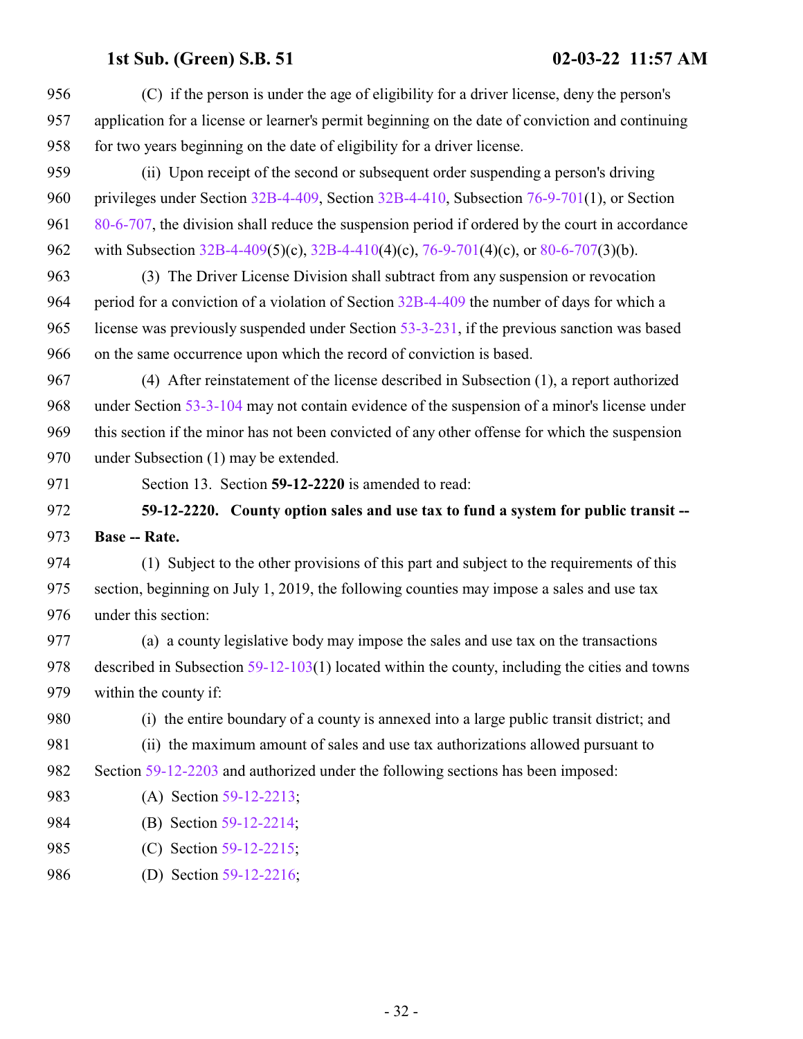(C) if the person is under the age of eligibility for a driver license, deny the person's application for a license or learner's permit beginning on the date of conviction and continuing for two years beginning on the date of eligibility for a driver license.

(ii) Upon receipt of the second or subsequent order suspending a person's driving privileges under Section 32B-4-409, Section 32B-4-410, Subsection 76-9-701(1), or Section 80-6-707, the division shall reduce the suspension period if ordered by the court in accordance with Subsection 32B-4-409(5)(c), 32B-4-410(4)(c), 76-9-701(4)(c), or 80-6-707(3)(b).

(3) The Driver License Division shall subtract from any suspension or revocation period for a conviction of a violation of Section 32B-4-409 the number of days for which a license was previously suspended under Section 53-3-231, if the previous sanction was based on the same occurrence upon which the record of conviction is based.

(4) After reinstatement of the license described in Subsection (1), a report authorized under Section 53-3-104 may not contain evidence of the suspension of a minor's license under this section if the minor has not been convicted of any other offense for which the suspension under Subsection (1) may be extended.

Section 13. Section **59-12-2220** is amended to read:

**59-12-2220. County option sales and use tax to fund a system for public transit -- Base -- Rate.**

(1) Subject to the other provisions of this part and subject to the requirements of this section, beginning on July 1, 2019, the following counties may impose a sales and use tax under this section:

(a) a county legislative body may impose the sales and use tax on the transactions described in Subsection 59-12-103(1) located within the county, including the cities and towns within the county if:

(i) the entire boundary of a county is annexed into a large public transit district; and

(ii) the maximum amount of sales and use tax authorizations allowed pursuant to Section 59-12-2203 and authorized under the following sections has been imposed:

(A) Section 59-12-2213;

(B) Section 59-12-2214;

(C) Section 59-12-2215;

(D) Section 59-12-2216;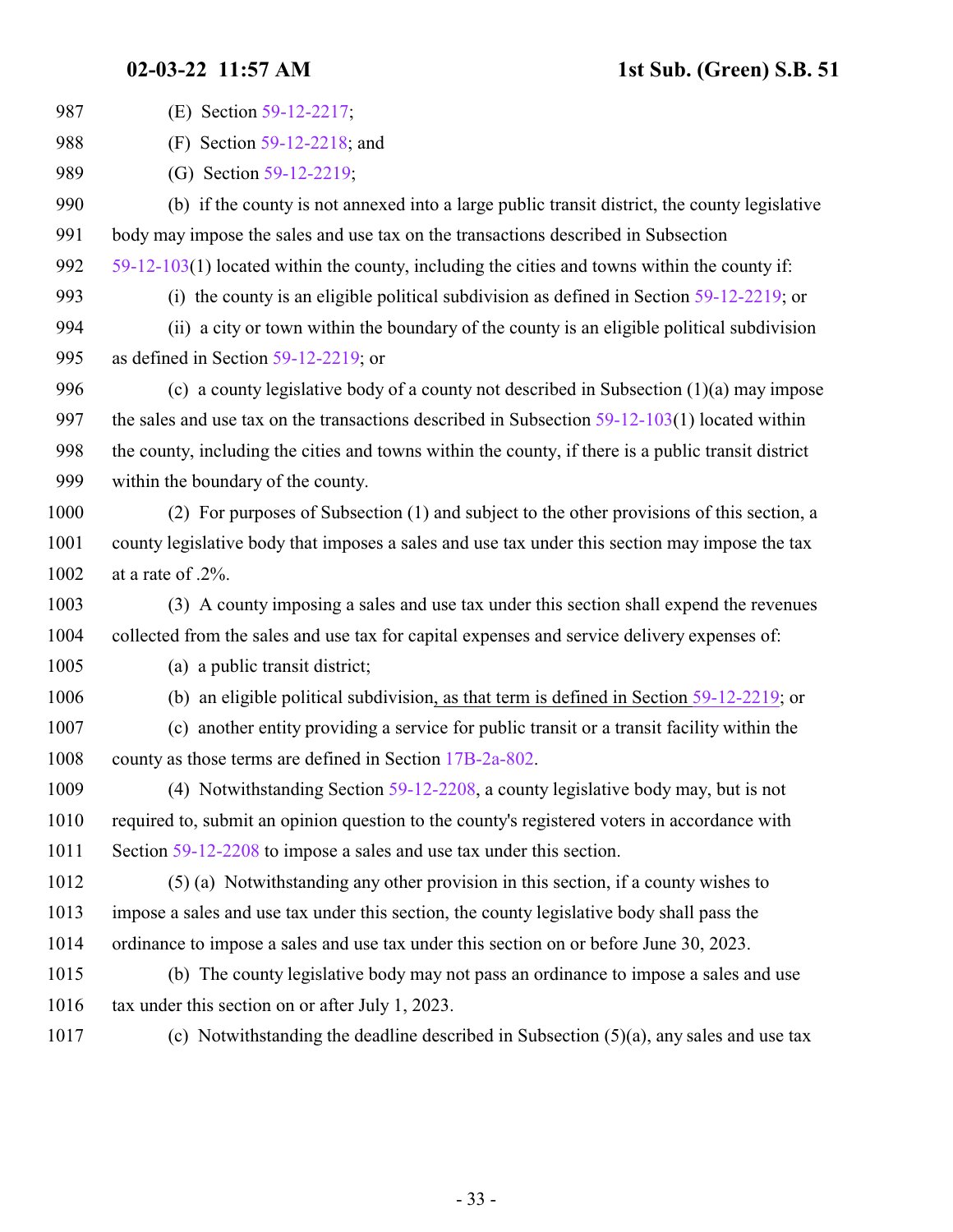(E) Section 59-12-2217;

(F) Section 59-12-2218; and

(G) Section 59-12-2219;

(b) if the county is not annexed into a large public transit district, the county legislative body may impose the sales and use tax on the transactions described in Subsection 59-12-103(1) located within the county, including the cities and towns within the county if:

(i) the county is an eligible political subdivision as defined in Section 59-12-2219; or

(ii) a city or town within the boundary of the county is an eligible political subdivision as defined in Section 59-12-2219; or

(c) a county legislative body of a county not described in Subsection (1)(a) may impose the sales and use tax on the transactions described in Subsection 59-12-103(1) located within the county, including the cities and towns within the county, if there is a public transit district within the boundary of the county.

(2) For purposes of Subsection (1) and subject to the other provisions of this section, a county legislative body that imposes a sales and use tax under this section may impose the tax at a rate of .2%.

(3) A county imposing a sales and use tax under this section shall expend the revenues collected from the sales and use tax for capital expenses and service delivery expenses of:

(a) a public transit district;

(b) an eligible political subdivision, as that term is defined in Section 59-12-2219; or

(c) another entity providing a service for public transit or a transit facility within the county as those terms are defined in Section 17B-2a-802.

(4) Notwithstanding Section 59-12-2208, a county legislative body may, but is not required to, submit an opinion question to the county's registered voters in accordance with Section 59-12-2208 to impose a sales and use tax under this section.

(5) (a) Notwithstanding any other provision in this section, if a county wishes to impose a sales and use tax under this section, the county legislative body shall pass the ordinance to impose a sales and use tax under this section on or before June 30, 2023.

(b) The county legislative body may not pass an ordinance to impose a sales and use tax under this section on or after July 1, 2023.

(c) Notwithstanding the deadline described in Subsection (5)(a), any sales and use tax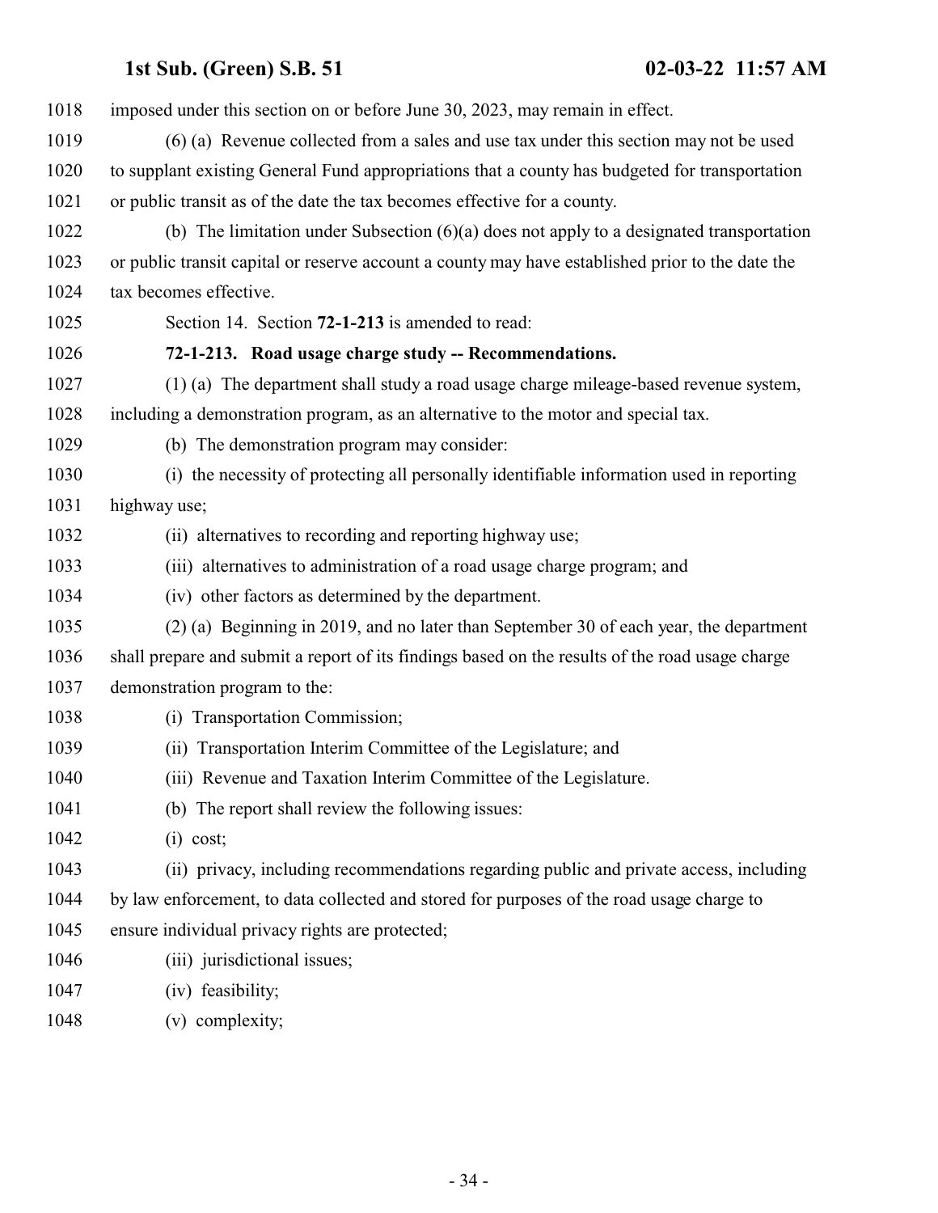imposed under this section on or before June 30, 2023, may remain in effect.

(6) (a) Revenue collected from a sales and use tax under this section may not be used to supplant existing General Fund appropriations that a county has budgeted for transportation or public transit as of the date the tax becomes effective for a county.

(b) The limitation under Subsection (6)(a) does not apply to a designated transportation or public transit capital or reserve account a county may have established prior to the date the tax becomes effective.

Section 14. Section **72-1-213** is amended to read:

**72-1-213. Road usage charge study -- Recommendations.**

(1) (a) The department shall study a road usage charge mileage-based revenue system, including a demonstration program, as an alternative to the motor and special tax.

(b) The demonstration program may consider:

(i) the necessity of protecting all personally identifiable information used in reporting highway use;

(ii) alternatives to recording and reporting highway use;

(iii) alternatives to administration of a road usage charge program; and

(iv) other factors as determined by the department.

(2) (a) Beginning in 2019, and no later than September 30 of each year, the department shall prepare and submit a report of its findings based on the results of the road usage charge demonstration program to the:

(i) Transportation Commission;

(ii) Transportation Interim Committee of the Legislature; and

(iii) Revenue and Taxation Interim Committee of the Legislature.

(b) The report shall review the following issues:

(i) cost;

(ii) privacy, including recommendations regarding public and private access, including by law enforcement, to data collected and stored for purposes of the road usage charge to ensure individual privacy rights are protected;

(iii) jurisdictional issues;

(iv) feasibility;

(v) complexity;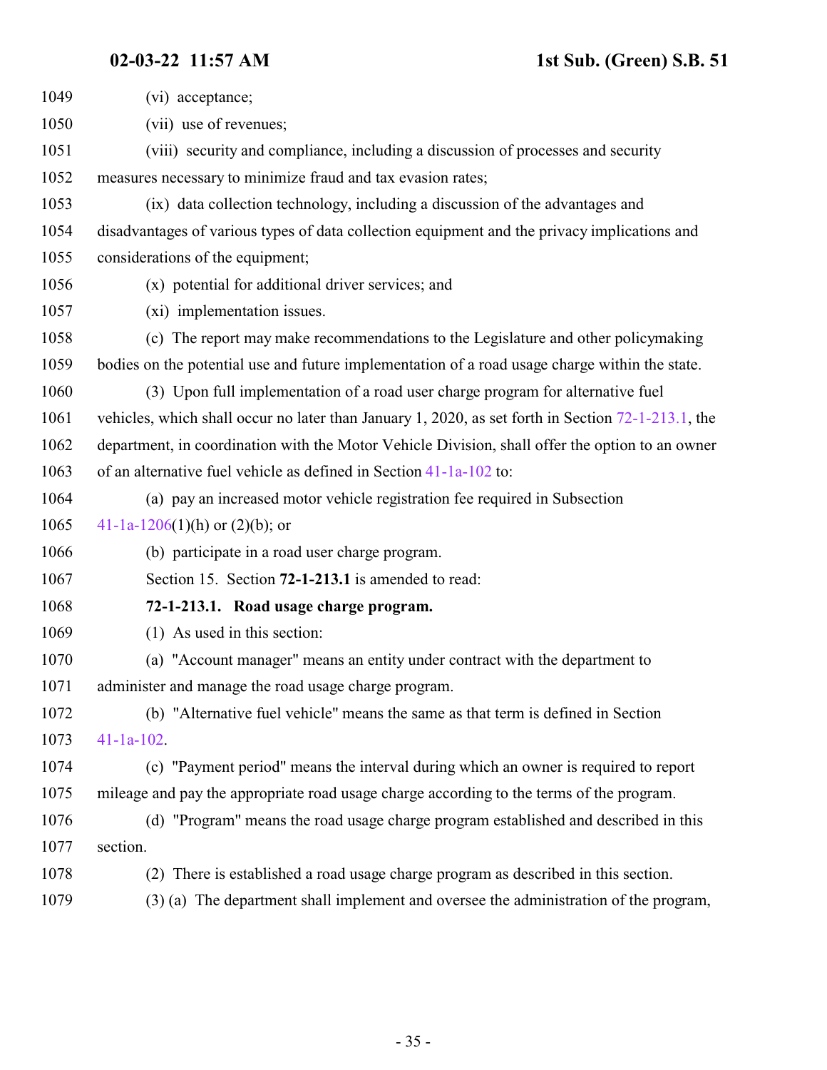(vi) acceptance;

(vii) use of revenues;

(viii) security and compliance, including a discussion of processes and security measures necessary to minimize fraud and tax evasion rates;

(ix) data collection technology, including a discussion of the advantages and disadvantages of various types of data collection equipment and the privacy implications and considerations of the equipment;

(x) potential for additional driver services; and

(xi) implementation issues.

(c) The report may make recommendations to the Legislature and other policymaking bodies on the potential use and future implementation of a road usage charge within the state.

(3) Upon full implementation of a road user charge program for alternative fuel vehicles, which shall occur no later than January 1, 2020, as set forth in Section 72-1-213.1, the department, in coordination with the Motor Vehicle Division, shall offer the option to an owner of an alternative fuel vehicle as defined in Section 41-1a-102 to:

(a) pay an increased motor vehicle registration fee required in Subsection 41-1a-1206(1)(h) or (2)(b); or

(b) participate in a road user charge program.

Section 15. Section **72-1-213.1** is amended to read:

**72-1-213.1. Road usage charge program.**

(1) As used in this section:

(a) "Account manager" means an entity under contract with the department to administer and manage the road usage charge program.

(b) "Alternative fuel vehicle" means the same as that term is defined in Section 41-1a-102.

(c) "Payment period" means the interval during which an owner is required to report mileage and pay the appropriate road usage charge according to the terms of the program.

(d) "Program" means the road usage charge program established and described in this section.

(2) There is established a road usage charge program as described in this section.

(3) (a) The department shall implement and oversee the administration of the program,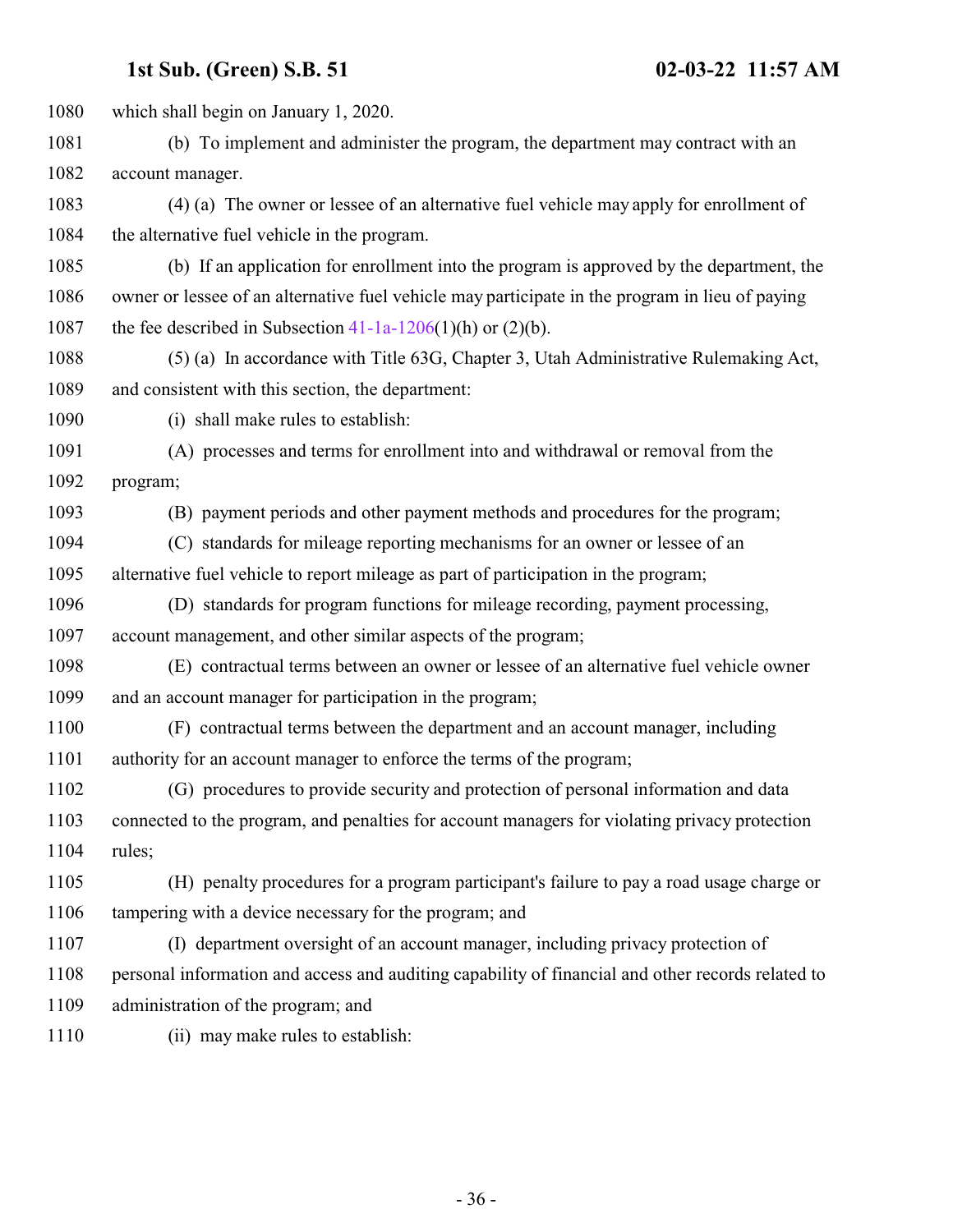which shall begin on January 1, 2020.

(b) To implement and administer the program, the department may contract with an account manager.

(4) (a) The owner or lessee of an alternative fuel vehicle may apply for enrollment of the alternative fuel vehicle in the program.

(b) If an application for enrollment into the program is approved by the department, the owner or lessee of an alternative fuel vehicle may participate in the program in lieu of paying the fee described in Subsection 41-1a-1206(1)(h) or (2)(b).

(5) (a) In accordance with Title 63G, Chapter 3, Utah Administrative Rulemaking Act, and consistent with this section, the department:

(i) shall make rules to establish:

(A) processes and terms for enrollment into and withdrawal or removal from the program;

(B) payment periods and other payment methods and procedures for the program;

(C) standards for mileage reporting mechanisms for an owner or lessee of an alternative fuel vehicle to report mileage as part of participation in the program;

(D) standards for program functions for mileage recording, payment processing, account management, and other similar aspects of the program;

(E) contractual terms between an owner or lessee of an alternative fuel vehicle owner and an account manager for participation in the program;

(F) contractual terms between the department and an account manager, including authority for an account manager to enforce the terms of the program;

(G) procedures to provide security and protection of personal information and data connected to the program, and penalties for account managers for violating privacy protection rules;

(H) penalty procedures for a program participant's failure to pay a road usage charge or tampering with a device necessary for the program; and

(I) department oversight of an account manager, including privacy protection of personal information and access and auditing capability of financial and other records related to administration of the program; and

(ii) may make rules to establish: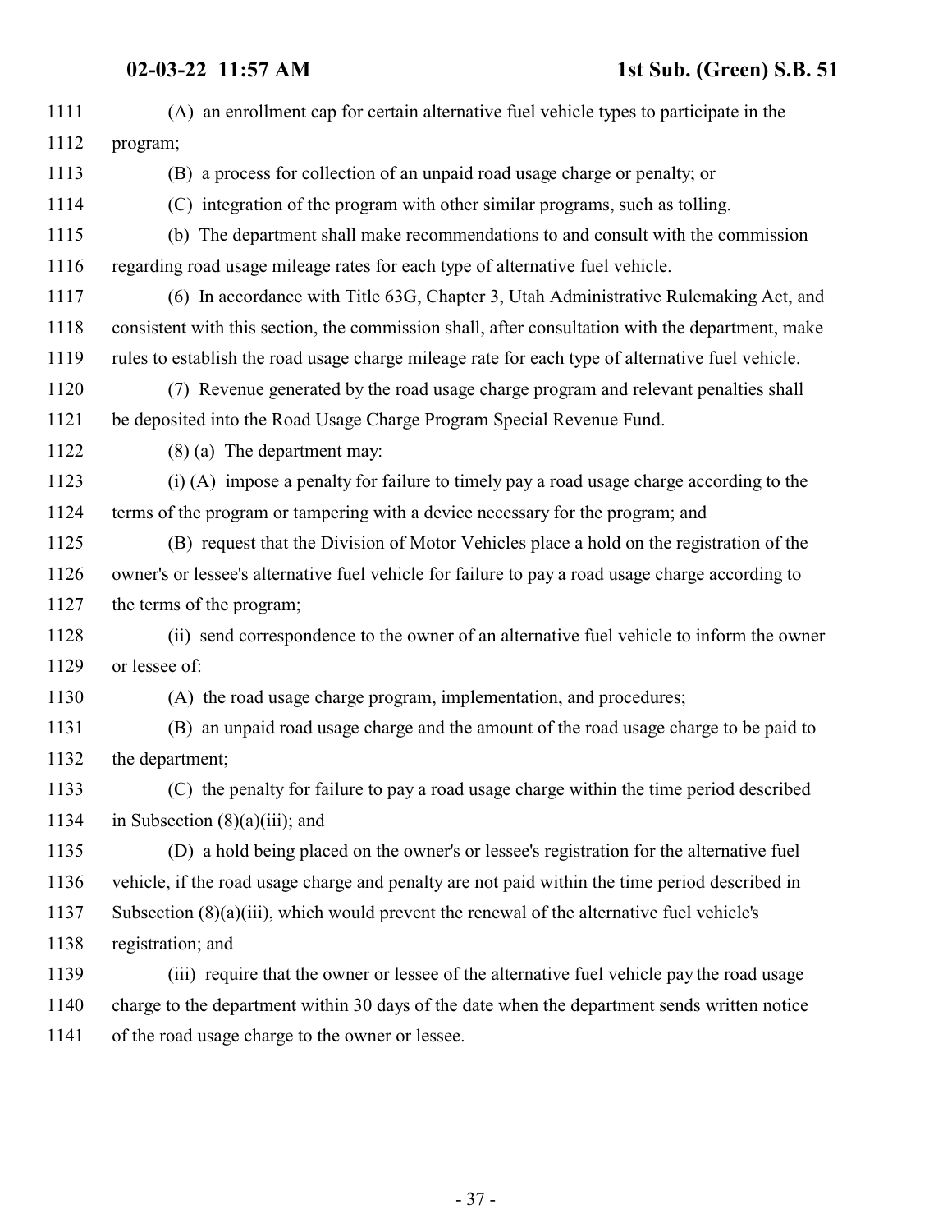(A) an enrollment cap for certain alternative fuel vehicle types to participate in the program;

(B) a process for collection of an unpaid road usage charge or penalty; or

(C) integration of the program with other similar programs, such as tolling.

(b) The department shall make recommendations to and consult with the commission regarding road usage mileage rates for each type of alternative fuel vehicle.

(6) In accordance with Title 63G, Chapter 3, Utah Administrative Rulemaking Act, and consistent with this section, the commission shall, after consultation with the department, make rules to establish the road usage charge mileage rate for each type of alternative fuel vehicle.

(7) Revenue generated by the road usage charge program and relevant penalties shall be deposited into the Road Usage Charge Program Special Revenue Fund.

(8) (a) The department may:

(i) (A) impose a penalty for failure to timely pay a road usage charge according to the terms of the program or tampering with a device necessary for the program; and

(B) request that the Division of Motor Vehicles place a hold on the registration of the owner's or lessee's alternative fuel vehicle for failure to pay a road usage charge according to the terms of the program;

(ii) send correspondence to the owner of an alternative fuel vehicle to inform the owner or lessee of:

(A) the road usage charge program, implementation, and procedures;

(B) an unpaid road usage charge and the amount of the road usage charge to be paid to the department;

(C) the penalty for failure to pay a road usage charge within the time period described in Subsection (8)(a)(iii); and

(D) a hold being placed on the owner's or lessee's registration for the alternative fuel vehicle, if the road usage charge and penalty are not paid within the time period described in Subsection (8)(a)(iii), which would prevent the renewal of the alternative fuel vehicle's registration; and

(iii) require that the owner or lessee of the alternative fuel vehicle pay the road usage charge to the department within 30 days of the date when the department sends written notice of the road usage charge to the owner or lessee.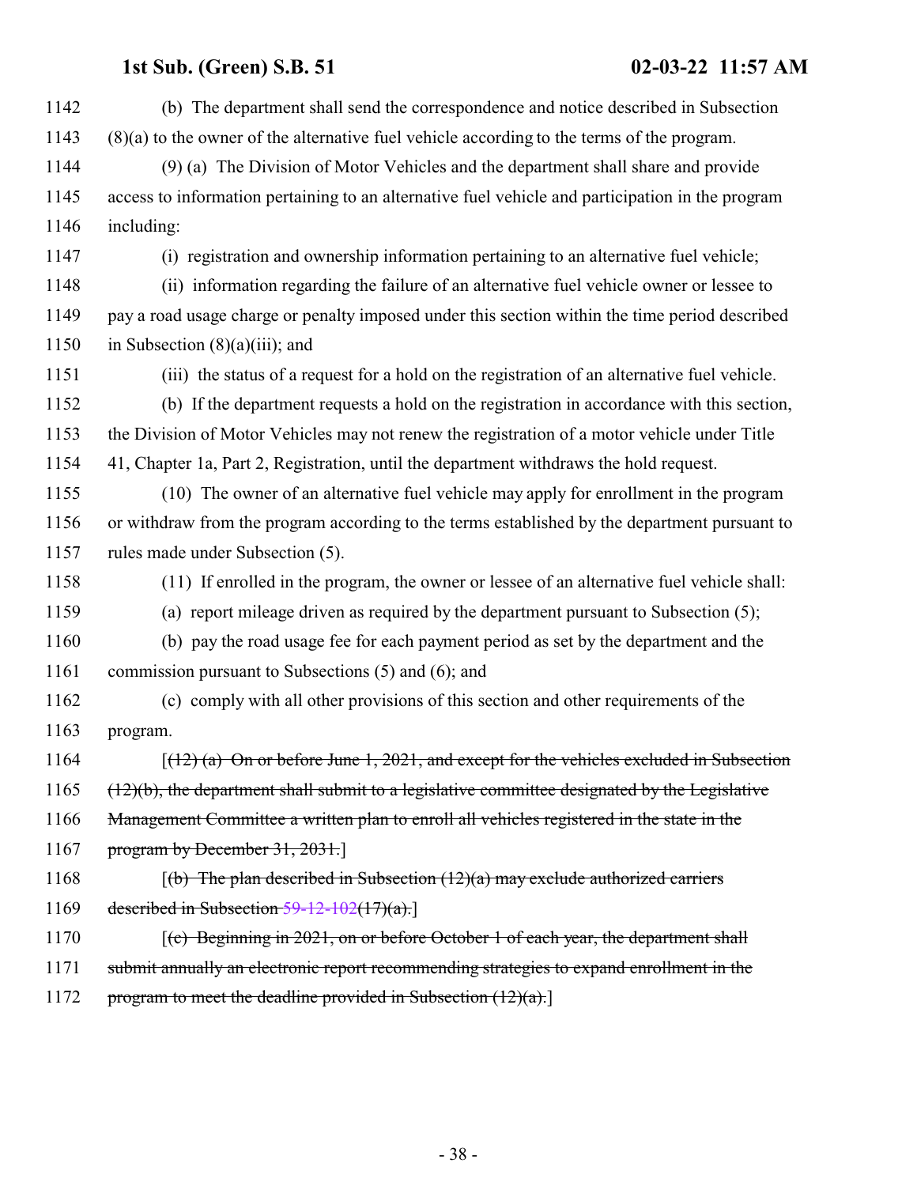(b) The department shall send the correspondence and notice described in Subsection (8)(a) to the owner of the alternative fuel vehicle according to the terms of the program.

(9) (a) The Division of Motor Vehicles and the department shall share and provide access to information pertaining to an alternative fuel vehicle and participation in the program including:

(i) registration and ownership information pertaining to an alternative fuel vehicle;

(ii) information regarding the failure of an alternative fuel vehicle owner or lessee to pay a road usage charge or penalty imposed under this section within the time period described in Subsection (8)(a)(iii); and

(iii) the status of a request for a hold on the registration of an alternative fuel vehicle.

(b) If the department requests a hold on the registration in accordance with this section, the Division of Motor Vehicles may not renew the registration of a motor vehicle under Title 41, Chapter 1a, Part 2, Registration, until the department withdraws the hold request.

(10) The owner of an alternative fuel vehicle may apply for enrollment in the program or withdraw from the program according to the terms established by the department pursuant to rules made under Subsection (5).

(11) If enrolled in the program, the owner or lessee of an alternative fuel vehicle shall:

(a) report mileage driven as required by the department pursuant to Subsection (5);

(b) pay the road usage fee for each payment period as set by the department and the commission pursuant to Subsections (5) and (6); and

(c) comply with all other provisions of this section and other requirements of the program.

[~~(12) (a) On or before June 1, 2021, and except for the vehicles excluded in Subsection (12)(b), the department shall submit to a legislative committee designated by the Legislative Management Committee a written plan to enroll all vehicles registered in the state in the program by December 31, 2031.~~]

[~~(b) The plan described in Subsection (12)(a) may exclude authorized carriers described in Subsection 59-12-102(17)(a).~~]

[~~(c) Beginning in 2021, on or before October 1 of each year, the department shall submit annually an electronic report recommending strategies to expand enrollment in the program to meet the deadline provided in Subsection (12)(a).~~]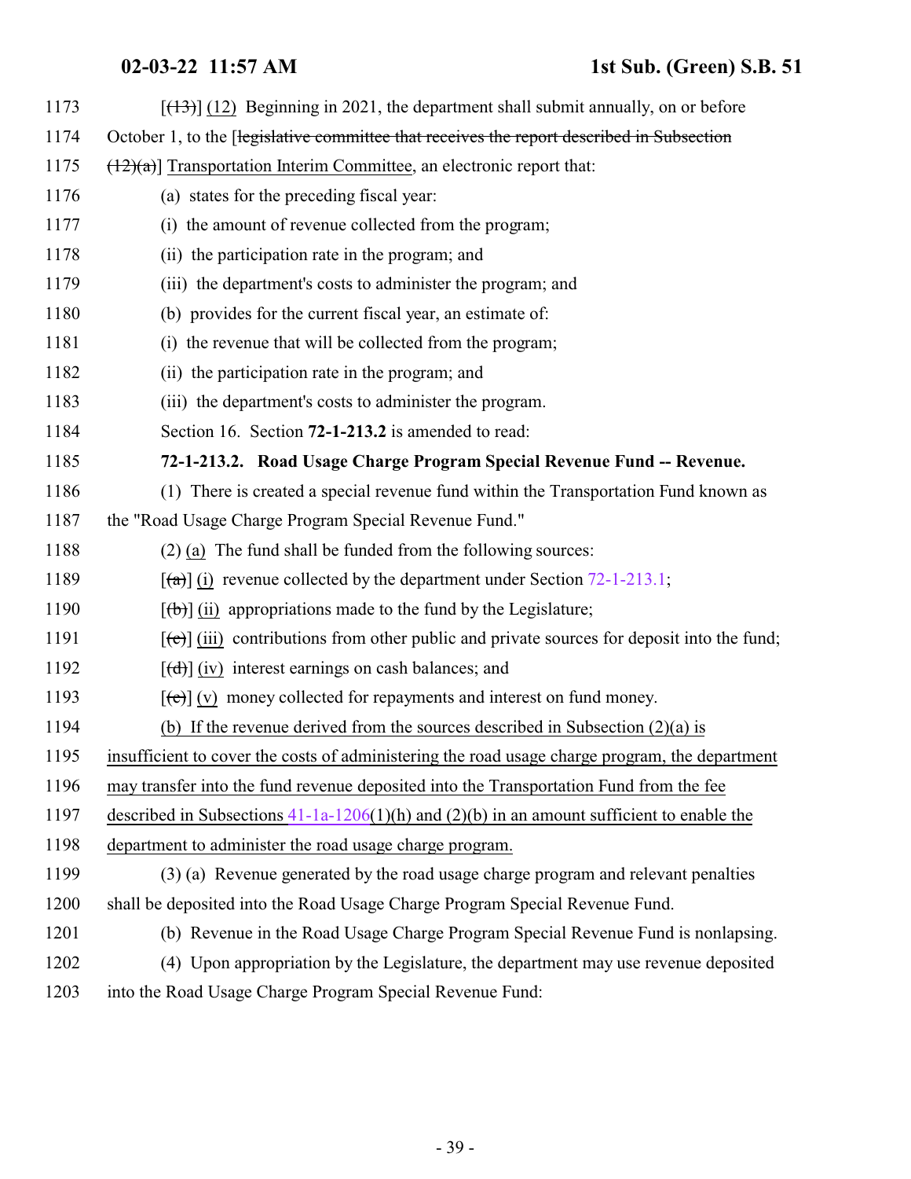1173 [(13)] (12) Beginning in 2021, the department shall submit annually, on or before
1174 October 1, to the [~~legislative committee that receives the report described in Subsection~~
1175 ~~(12)(a)~~] <u>Transportation Interim Committee</u>, an electronic report that:
1176 (a) states for the preceding fiscal year:
1177 (i) the amount of revenue collected from the program;
1178 (ii) the participation rate in the program; and
1179 (iii) the department's costs to administer the program; and
1180 (b) provides for the current fiscal year, an estimate of:
1181 (i) the revenue that will be collected from the program;
1182 (ii) the participation rate in the program; and
1183 (iii) the department's costs to administer the program.
1184 Section 16. Section **72-1-213.2** is amended to read:
1185 **72-1-213.2. Road Usage Charge Program Special Revenue Fund -- Revenue.**
1186 (1) There is created a special revenue fund within the Transportation Fund known as
1187 the "Road Usage Charge Program Special Revenue Fund."
1188 (2) <u>(a)</u> The fund shall be funded from the following sources:
1189 [~~(a)~~] <u>(i)</u> revenue collected by the department under Section 72-1-213.1;
1190 [~~(b)~~] <u>(ii)</u> appropriations made to the fund by the Legislature;
1191 [~~(c)~~] <u>(iii)</u> contributions from other public and private sources for deposit into the fund;
1192 [~~(d)~~] <u>(iv)</u> interest earnings on cash balances; and
1193 [~~(e)~~] <u>(v)</u> money collected for repayments and interest on fund money.
1194 <u>(b) If the revenue derived from the sources described in Subsection (2)(a) is</u>
1195 <u>insufficient to cover the costs of administering the road usage charge program, the department</u>
1196 <u>may transfer into the fund revenue deposited into the Transportation Fund from the fee</u>
1197 <u>described in Subsections 41-1a-1206(1)(h) and (2)(b) in an amount sufficient to enable the</u>
1198 <u>department to administer the road usage charge program.</u>
1199 (3) (a) Revenue generated by the road usage charge program and relevant penalties
1200 shall be deposited into the Road Usage Charge Program Special Revenue Fund.
1201 (b) Revenue in the Road Usage Charge Program Special Revenue Fund is nonlapsing.
1202 (4) Upon appropriation by the Legislature, the department may use revenue deposited
1203 into the Road Usage Charge Program Special Revenue Fund: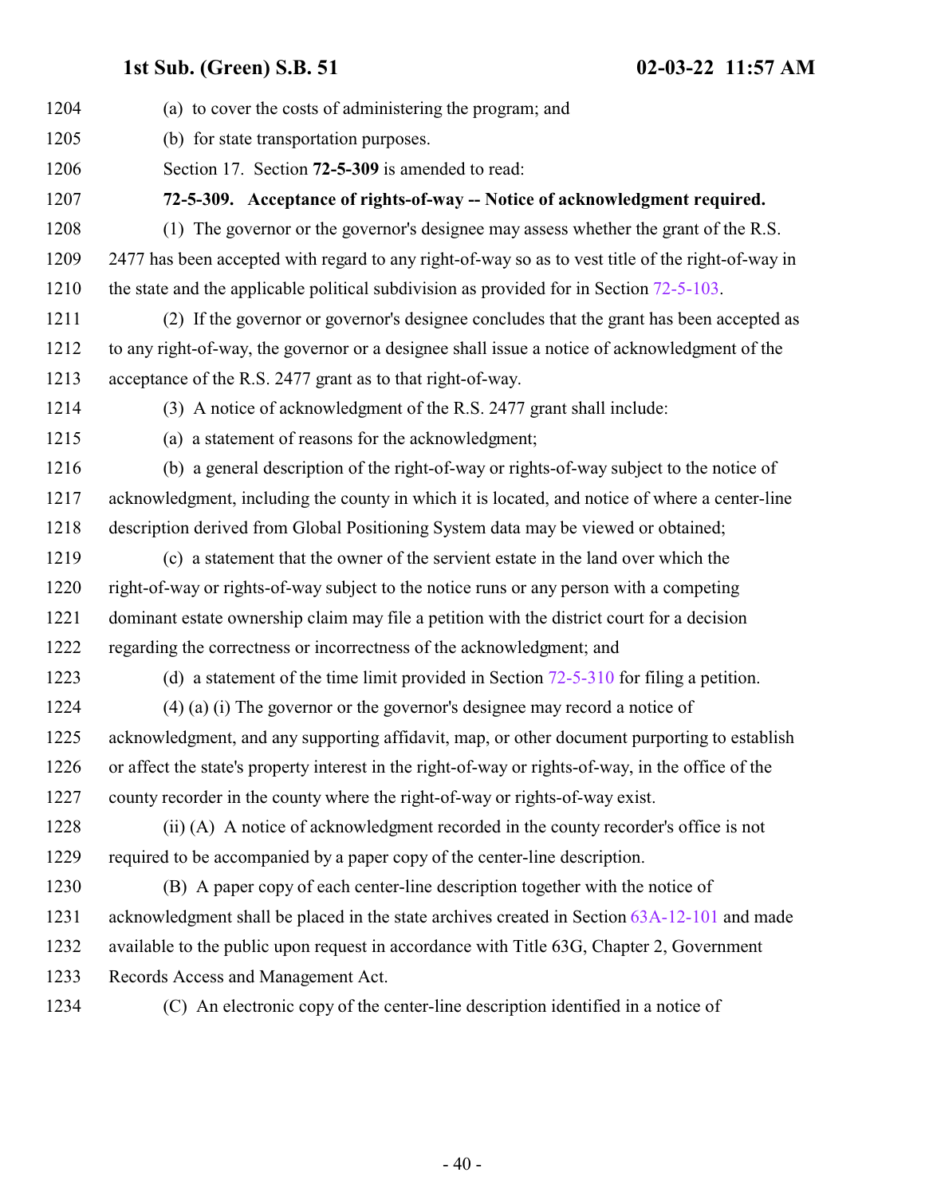(a) to cover the costs of administering the program; and

(b) for state transportation purposes.

Section 17. Section **72-5-309** is amended to read:

**72-5-309. Acceptance of rights-of-way -- Notice of acknowledgment required.**

(1) The governor or the governor's designee may assess whether the grant of the R.S. 2477 has been accepted with regard to any right-of-way so as to vest title of the right-of-way in the state and the applicable political subdivision as provided for in Section 72-5-103.

(2) If the governor or governor's designee concludes that the grant has been accepted as to any right-of-way, the governor or a designee shall issue a notice of acknowledgment of the acceptance of the R.S. 2477 grant as to that right-of-way.

(3) A notice of acknowledgment of the R.S. 2477 grant shall include:

(a) a statement of reasons for the acknowledgment;

(b) a general description of the right-of-way or rights-of-way subject to the notice of acknowledgment, including the county in which it is located, and notice of where a center-line description derived from Global Positioning System data may be viewed or obtained;

(c) a statement that the owner of the servient estate in the land over which the right-of-way or rights-of-way subject to the notice runs or any person with a competing dominant estate ownership claim may file a petition with the district court for a decision regarding the correctness or incorrectness of the acknowledgment; and

(d) a statement of the time limit provided in Section 72-5-310 for filing a petition.

(4) (a) (i) The governor or the governor's designee may record a notice of acknowledgment, and any supporting affidavit, map, or other document purporting to establish or affect the state's property interest in the right-of-way or rights-of-way, in the office of the county recorder in the county where the right-of-way or rights-of-way exist.

(ii) (A) A notice of acknowledgment recorded in the county recorder's office is not required to be accompanied by a paper copy of the center-line description.

(B) A paper copy of each center-line description together with the notice of acknowledgment shall be placed in the state archives created in Section 63A-12-101 and made available to the public upon request in accordance with Title 63G, Chapter 2, Government Records Access and Management Act.

(C) An electronic copy of the center-line description identified in a notice of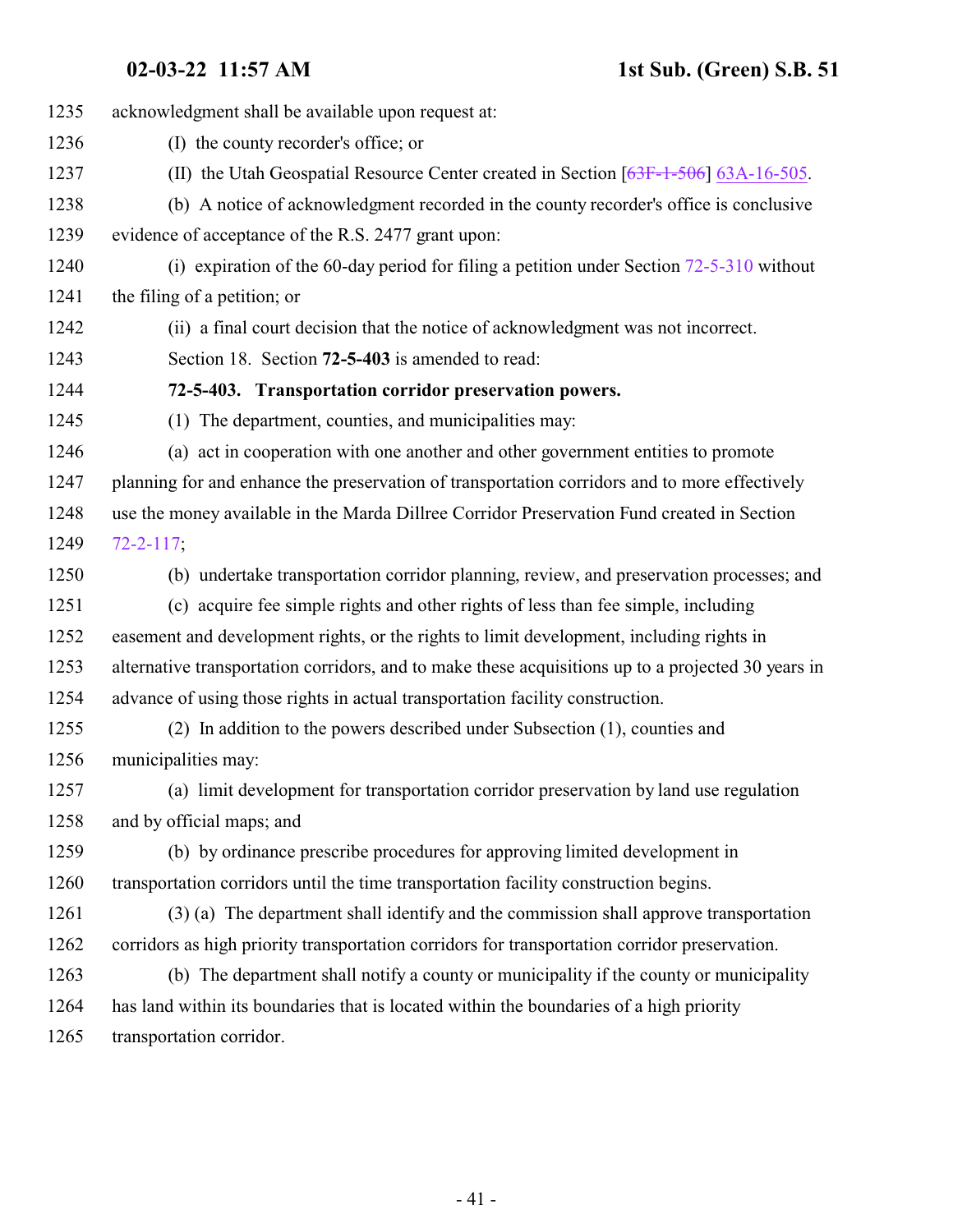acknowledgment shall be available upon request at:

(I) the county recorder's office; or

(II) the Utah Geospatial Resource Center created in Section [~~63F-1-506~~] 63A-16-505.

(b) A notice of acknowledgment recorded in the county recorder's office is conclusive evidence of acceptance of the R.S. 2477 grant upon:

(i) expiration of the 60-day period for filing a petition under Section 72-5-310 without the filing of a petition; or

(ii) a final court decision that the notice of acknowledgment was not incorrect.

Section 18. Section **72-5-403** is amended to read:

**72-5-403. Transportation corridor preservation powers.**

(1) The department, counties, and municipalities may:

(a) act in cooperation with one another and other government entities to promote planning for and enhance the preservation of transportation corridors and to more effectively use the money available in the Marda Dillree Corridor Preservation Fund created in Section 72-2-117;

(b) undertake transportation corridor planning, review, and preservation processes; and

(c) acquire fee simple rights and other rights of less than fee simple, including easement and development rights, or the rights to limit development, including rights in alternative transportation corridors, and to make these acquisitions up to a projected 30 years in advance of using those rights in actual transportation facility construction.

(2) In addition to the powers described under Subsection (1), counties and municipalities may:

(a) limit development for transportation corridor preservation by land use regulation and by official maps; and

(b) by ordinance prescribe procedures for approving limited development in transportation corridors until the time transportation facility construction begins.

(3) (a) The department shall identify and the commission shall approve transportation corridors as high priority transportation corridors for transportation corridor preservation.

(b) The department shall notify a county or municipality if the county or municipality has land within its boundaries that is located within the boundaries of a high priority transportation corridor.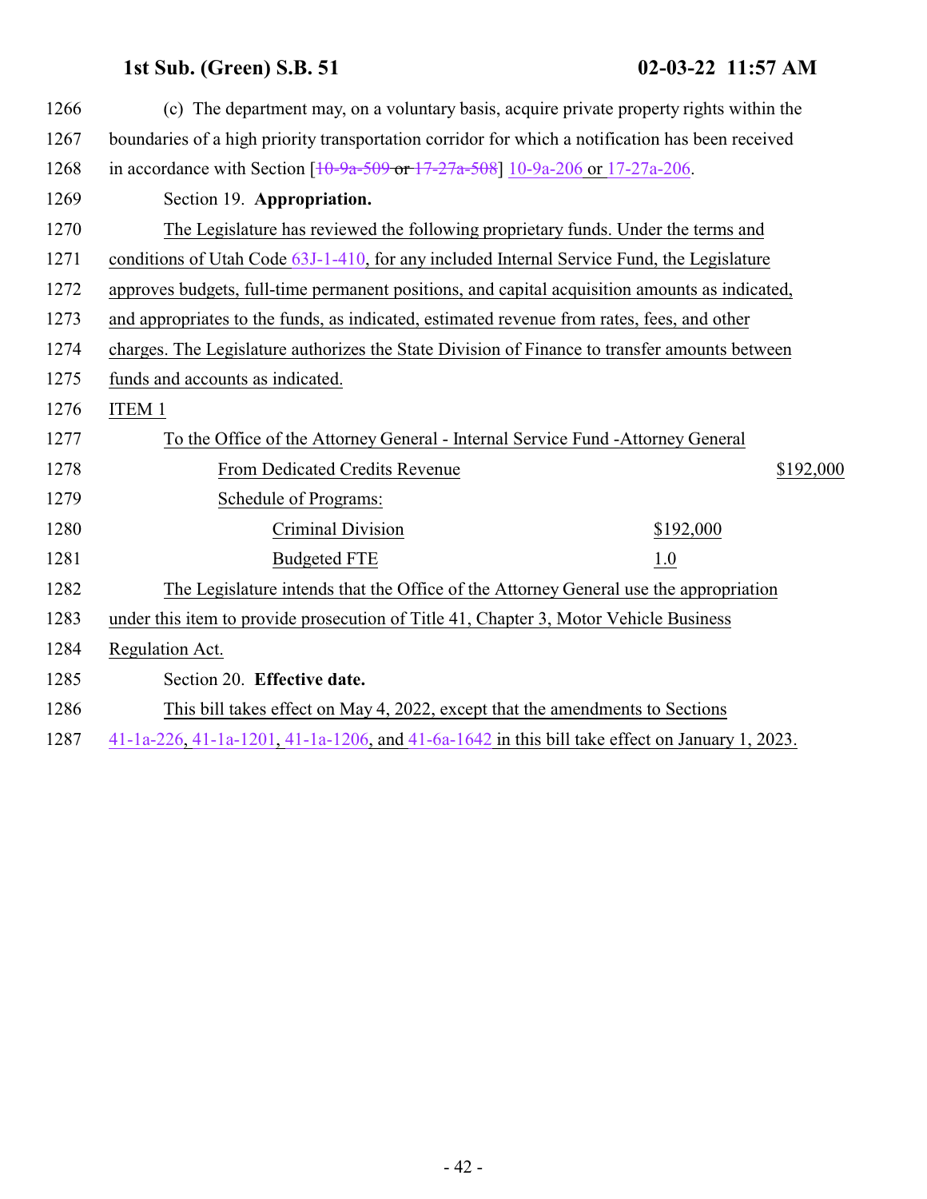(c) The department may, on a voluntary basis, acquire private property rights within the boundaries of a high priority transportation corridor for which a notification has been received in accordance with Section [10-9a-509 or 17-27a-508] 10-9a-206 or 17-27a-206.

Section 19. **Appropriation.**

The Legislature has reviewed the following proprietary funds. Under the terms and conditions of Utah Code 63J-1-410, for any included Internal Service Fund, the Legislature approves budgets, full-time permanent positions, and capital acquisition amounts as indicated, and appropriates to the funds, as indicated, estimated revenue from rates, fees, and other charges. The Legislature authorizes the State Division of Finance to transfer amounts between funds and accounts as indicated.

ITEM 1

To the Office of the Attorney General - Internal Service Fund -Attorney General

| | | |
|---|---|---|
| From Dedicated Credits Revenue | | $192,000 |
| Schedule of Programs: | | |
| Criminal Division | $192,000 | |
| Budgeted FTE | 1.0 | |

The Legislature intends that the Office of the Attorney General use the appropriation under this item to provide prosecution of Title 41, Chapter 3, Motor Vehicle Business Regulation Act.

Section 20. **Effective date.**

This bill takes effect on May 4, 2022, except that the amendments to Sections 41-1a-226, 41-1a-1201, 41-1a-1206, and 41-6a-1642 in this bill take effect on January 1, 2023.